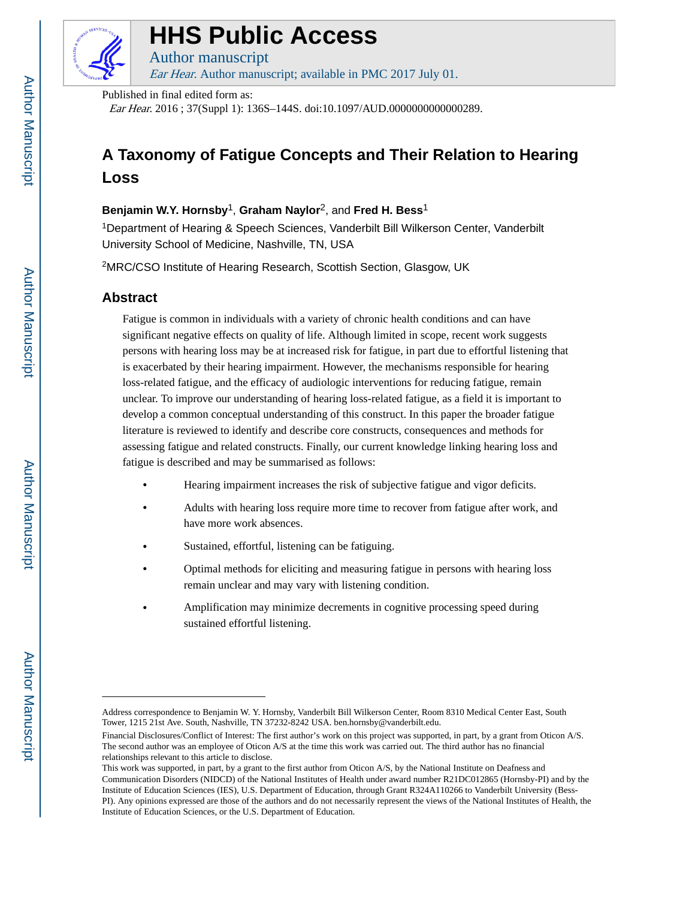# HHS Public Access

Author manuscript

*Ear Hear*. Author manuscript; available in PMC 2017 July 01.

Published in final edited form as:

*Ear Hear*. 2016 ; 37(Suppl 1): 136S–144S. doi:10.1097/AUD.0000000000000289.

# A Taxonomy of Fatigue Concepts and Their Relation to Hearing Loss

**Benjamin W.Y. Hornsby**[1], **Graham Naylor**[2], and **Fred H. Bess**[1]

[1]Department of Hearing & Speech Sciences, Vanderbilt Bill Wilkerson Center, Vanderbilt University School of Medicine, Nashville, TN, USA

[2]MRC/CSO Institute of Hearing Research, Scottish Section, Glasgow, UK

## Abstract

Fatigue is common in individuals with a variety of chronic health conditions and can have significant negative effects on quality of life. Although limited in scope, recent work suggests persons with hearing loss may be at increased risk for fatigue, in part due to effortful listening that is exacerbated by their hearing impairment. However, the mechanisms responsible for hearing loss-related fatigue, and the efficacy of audiologic interventions for reducing fatigue, remain unclear. To improve our understanding of hearing loss-related fatigue, as a field it is important to develop a common conceptual understanding of this construct. In this paper the broader fatigue literature is reviewed to identify and describe core constructs, consequences and methods for assessing fatigue and related constructs. Finally, our current knowledge linking hearing loss and fatigue is described and may be summarised as follows:

- Hearing impairment increases the risk of subjective fatigue and vigor deficits.
- Adults with hearing loss require more time to recover from fatigue after work, and have more work absences.
- Sustained, effortful, listening can be fatiguing.
- Optimal methods for eliciting and measuring fatigue in persons with hearing loss remain unclear and may vary with listening condition.
- Amplification may minimize decrements in cognitive processing speed during sustained effortful listening.

---

Address correspondence to Benjamin W. Y. Hornsby, Vanderbilt Bill Wilkerson Center, Room 8310 Medical Center East, South Tower, 1215 21st Ave. South, Nashville, TN 37232-8242 USA. ben.hornsby@vanderbilt.edu.

Financial Disclosures/Conflict of Interest: The first author's work on this project was supported, in part, by a grant from Oticon A/S. The second author was an employee of Oticon A/S at the time this work was carried out. The third author has no financial relationships relevant to this article to disclose.

This work was supported, in part, by a grant to the first author from Oticon A/S, by the National Institute on Deafness and Communication Disorders (NIDCD) of the National Institutes of Health under award number R21DC012865 (Hornsby-PI) and by the Institute of Education Sciences (IES), U.S. Department of Education, through Grant R324A110266 to Vanderbilt University (Bess-PI). Any opinions expressed are those of the authors and do not necessarily represent the views of the National Institutes of Health, the Institute of Education Sciences, or the U.S. Department of Education.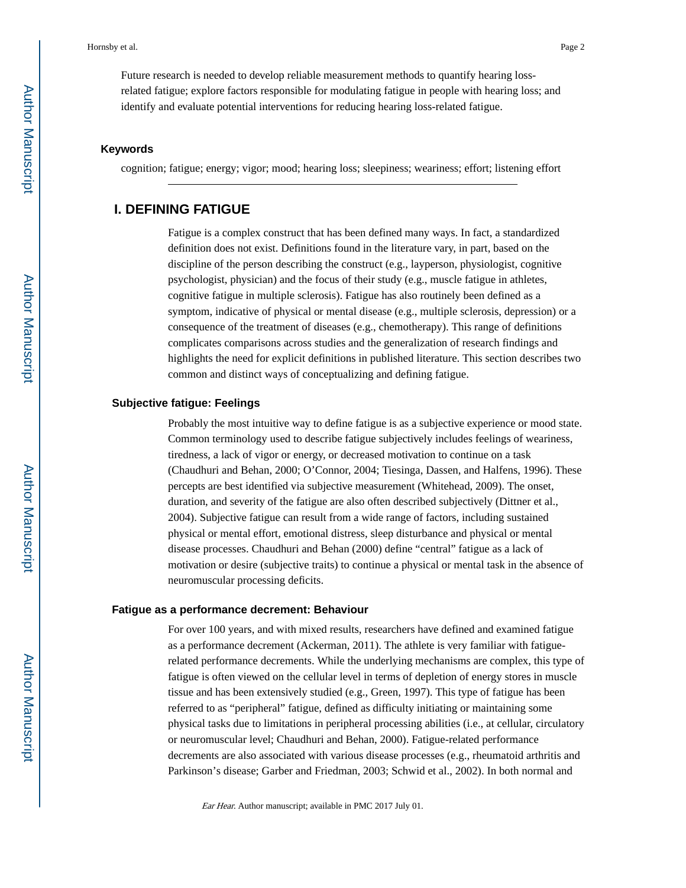Future research is needed to develop reliable measurement methods to quantify hearing loss-related fatigue; explore factors responsible for modulating fatigue in people with hearing loss; and identify and evaluate potential interventions for reducing hearing loss-related fatigue.

### Keywords

cognition; fatigue; energy; vigor; mood; hearing loss; sleepiness; weariness; effort; listening effort

## I. DEFINING FATIGUE

Fatigue is a complex construct that has been defined many ways. In fact, a standardized definition does not exist. Definitions found in the literature vary, in part, based on the discipline of the person describing the construct (e.g., layperson, physiologist, cognitive psychologist, physician) and the focus of their study (e.g., muscle fatigue in athletes, cognitive fatigue in multiple sclerosis). Fatigue has also routinely been defined as a symptom, indicative of physical or mental disease (e.g., multiple sclerosis, depression) or a consequence of the treatment of diseases (e.g., chemotherapy). This range of definitions complicates comparisons across studies and the generalization of research findings and highlights the need for explicit definitions in published literature. This section describes two common and distinct ways of conceptualizing and defining fatigue.

### Subjective fatigue: Feelings

Probably the most intuitive way to define fatigue is as a subjective experience or mood state. Common terminology used to describe fatigue subjectively includes feelings of weariness, tiredness, a lack of vigor or energy, or decreased motivation to continue on a task (Chaudhuri and Behan, 2000; O'Connor, 2004; Tiesinga, Dassen, and Halfens, 1996). These percepts are best identified via subjective measurement (Whitehead, 2009). The onset, duration, and severity of the fatigue are also often described subjectively (Dittner et al., 2004). Subjective fatigue can result from a wide range of factors, including sustained physical or mental effort, emotional distress, sleep disturbance and physical or mental disease processes. Chaudhuri and Behan (2000) define "central" fatigue as a lack of motivation or desire (subjective traits) to continue a physical or mental task in the absence of neuromuscular processing deficits.

### Fatigue as a performance decrement: Behaviour

For over 100 years, and with mixed results, researchers have defined and examined fatigue as a performance decrement (Ackerman, 2011). The athlete is very familiar with fatigue-related performance decrements. While the underlying mechanisms are complex, this type of fatigue is often viewed on the cellular level in terms of depletion of energy stores in muscle tissue and has been extensively studied (e.g., Green, 1997). This type of fatigue has been referred to as "peripheral" fatigue, defined as difficulty initiating or maintaining some physical tasks due to limitations in peripheral processing abilities (i.e., at cellular, circulatory or neuromuscular level; Chaudhuri and Behan, 2000). Fatigue-related performance decrements are also associated with various disease processes (e.g., rheumatoid arthritis and Parkinson's disease; Garber and Friedman, 2003; Schwid et al., 2002). In both normal and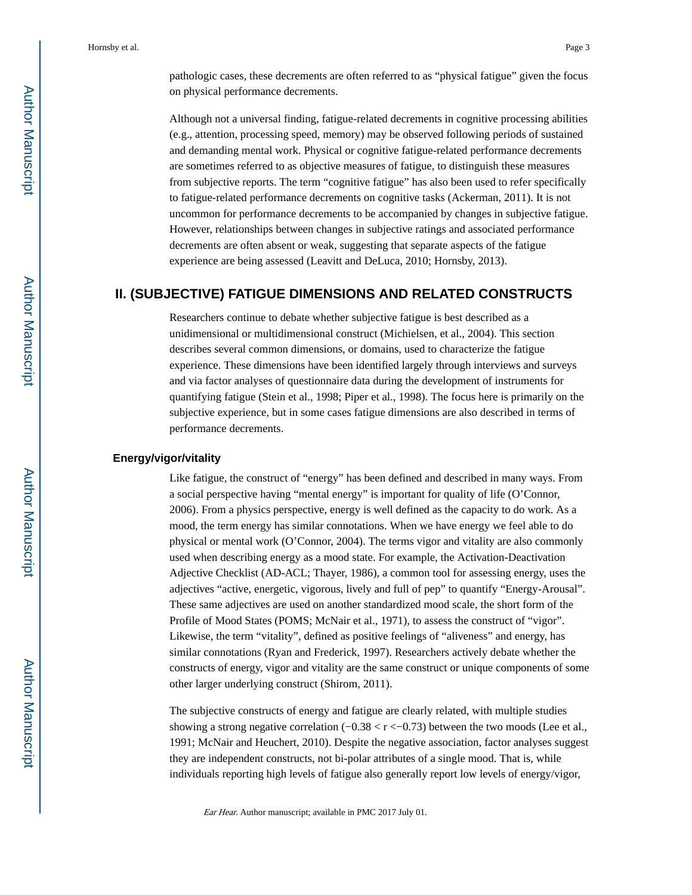pathologic cases, these decrements are often referred to as "physical fatigue" given the focus on physical performance decrements.

Although not a universal finding, fatigue-related decrements in cognitive processing abilities (e.g., attention, processing speed, memory) may be observed following periods of sustained and demanding mental work. Physical or cognitive fatigue-related performance decrements are sometimes referred to as objective measures of fatigue, to distinguish these measures from subjective reports. The term "cognitive fatigue" has also been used to refer specifically to fatigue-related performance decrements on cognitive tasks (Ackerman, 2011). It is not uncommon for performance decrements to be accompanied by changes in subjective fatigue. However, relationships between changes in subjective ratings and associated performance decrements are often absent or weak, suggesting that separate aspects of the fatigue experience are being assessed (Leavitt and DeLuca, 2010; Hornsby, 2013).

## II. (SUBJECTIVE) FATIGUE DIMENSIONS AND RELATED CONSTRUCTS

Researchers continue to debate whether subjective fatigue is best described as a unidimensional or multidimensional construct (Michielsen, et al., 2004). This section describes several common dimensions, or domains, used to characterize the fatigue experience. These dimensions have been identified largely through interviews and surveys and via factor analyses of questionnaire data during the development of instruments for quantifying fatigue (Stein et al., 1998; Piper et al., 1998). The focus here is primarily on the subjective experience, but in some cases fatigue dimensions are also described in terms of performance decrements.

### Energy/vigor/vitality

Like fatigue, the construct of "energy" has been defined and described in many ways. From a social perspective having "mental energy" is important for quality of life (O'Connor, 2006). From a physics perspective, energy is well defined as the capacity to do work. As a mood, the term energy has similar connotations. When we have energy we feel able to do physical or mental work (O'Connor, 2004). The terms vigor and vitality are also commonly used when describing energy as a mood state. For example, the Activation-Deactivation Adjective Checklist (AD-ACL; Thayer, 1986), a common tool for assessing energy, uses the adjectives "active, energetic, vigorous, lively and full of pep" to quantify "Energy-Arousal". These same adjectives are used on another standardized mood scale, the short form of the Profile of Mood States (POMS; McNair et al., 1971), to assess the construct of "vigor". Likewise, the term "vitality", defined as positive feelings of "aliveness" and energy, has similar connotations (Ryan and Frederick, 1997). Researchers actively debate whether the constructs of energy, vigor and vitality are the same construct or unique components of some other larger underlying construct (Shirom, 2011).

The subjective constructs of energy and fatigue are clearly related, with multiple studies showing a strong negative correlation ($-0.38 < r < -0.73$) between the two moods (Lee et al., 1991; McNair and Heuchert, 2010). Despite the negative association, factor analyses suggest they are independent constructs, not bi-polar attributes of a single mood. That is, while individuals reporting high levels of fatigue also generally report low levels of energy/vigor,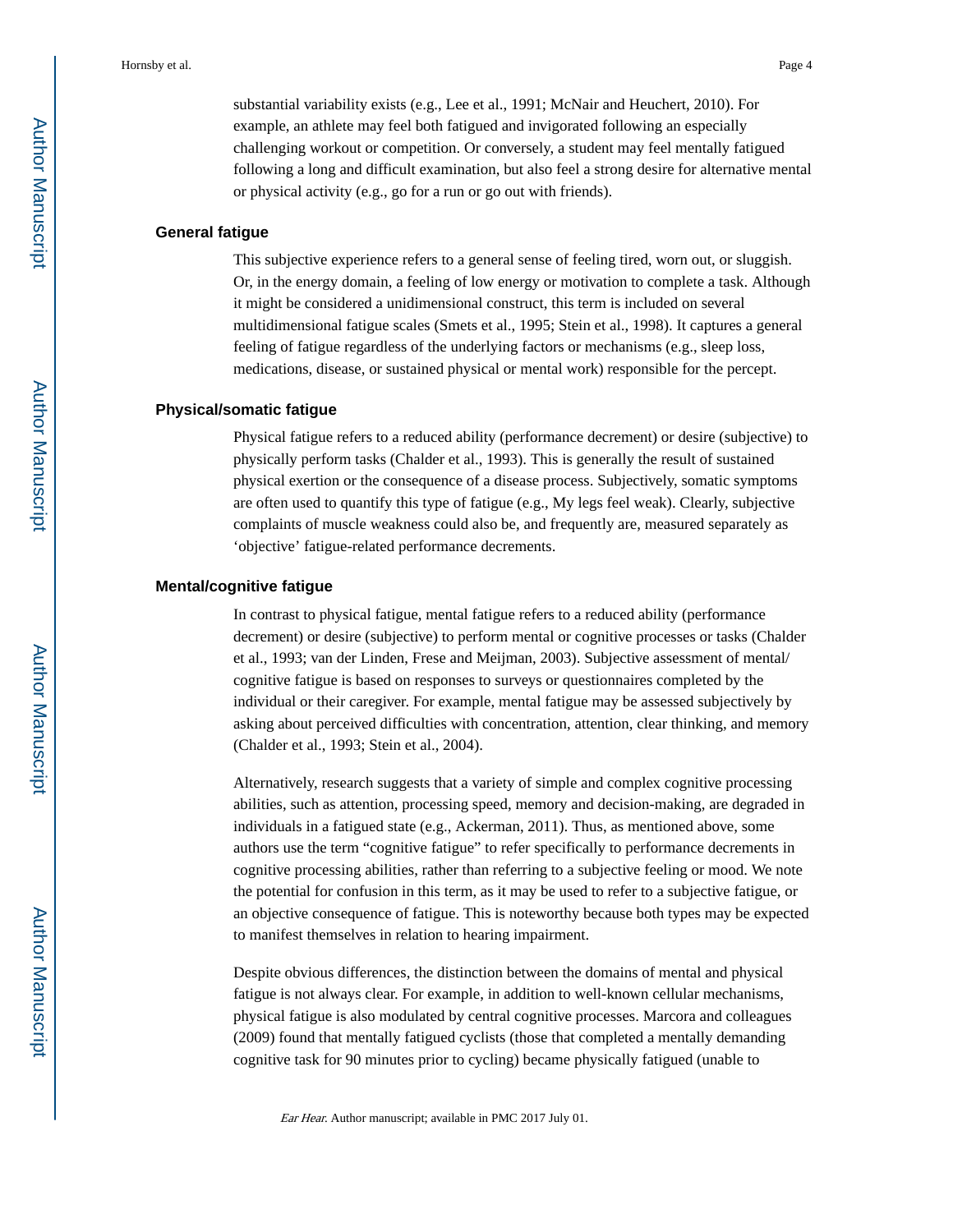substantial variability exists (e.g., Lee et al., 1991; McNair and Heuchert, 2010). For example, an athlete may feel both fatigued and invigorated following an especially challenging workout or competition. Or conversely, a student may feel mentally fatigued following a long and difficult examination, but also feel a strong desire for alternative mental or physical activity (e.g., go for a run or go out with friends).

### General fatigue

This subjective experience refers to a general sense of feeling tired, worn out, or sluggish. Or, in the energy domain, a feeling of low energy or motivation to complete a task. Although it might be considered a unidimensional construct, this term is included on several multidimensional fatigue scales (Smets et al., 1995; Stein et al., 1998). It captures a general feeling of fatigue regardless of the underlying factors or mechanisms (e.g., sleep loss, medications, disease, or sustained physical or mental work) responsible for the percept.

### Physical/somatic fatigue

Physical fatigue refers to a reduced ability (performance decrement) or desire (subjective) to physically perform tasks (Chalder et al., 1993). This is generally the result of sustained physical exertion or the consequence of a disease process. Subjectively, somatic symptoms are often used to quantify this type of fatigue (e.g., My legs feel weak). Clearly, subjective complaints of muscle weakness could also be, and frequently are, measured separately as 'objective' fatigue-related performance decrements.

### Mental/cognitive fatigue

In contrast to physical fatigue, mental fatigue refers to a reduced ability (performance decrement) or desire (subjective) to perform mental or cognitive processes or tasks (Chalder et al., 1993; van der Linden, Frese and Meijman, 2003). Subjective assessment of mental/cognitive fatigue is based on responses to surveys or questionnaires completed by the individual or their caregiver. For example, mental fatigue may be assessed subjectively by asking about perceived difficulties with concentration, attention, clear thinking, and memory (Chalder et al., 1993; Stein et al., 2004).

Alternatively, research suggests that a variety of simple and complex cognitive processing abilities, such as attention, processing speed, memory and decision-making, are degraded in individuals in a fatigued state (e.g., Ackerman, 2011). Thus, as mentioned above, some authors use the term "cognitive fatigue" to refer specifically to performance decrements in cognitive processing abilities, rather than referring to a subjective feeling or mood. We note the potential for confusion in this term, as it may be used to refer to a subjective fatigue, or an objective consequence of fatigue. This is noteworthy because both types may be expected to manifest themselves in relation to hearing impairment.

Despite obvious differences, the distinction between the domains of mental and physical fatigue is not always clear. For example, in addition to well-known cellular mechanisms, physical fatigue is also modulated by central cognitive processes. Marcora and colleagues (2009) found that mentally fatigued cyclists (those that completed a mentally demanding cognitive task for 90 minutes prior to cycling) became physically fatigued (unable to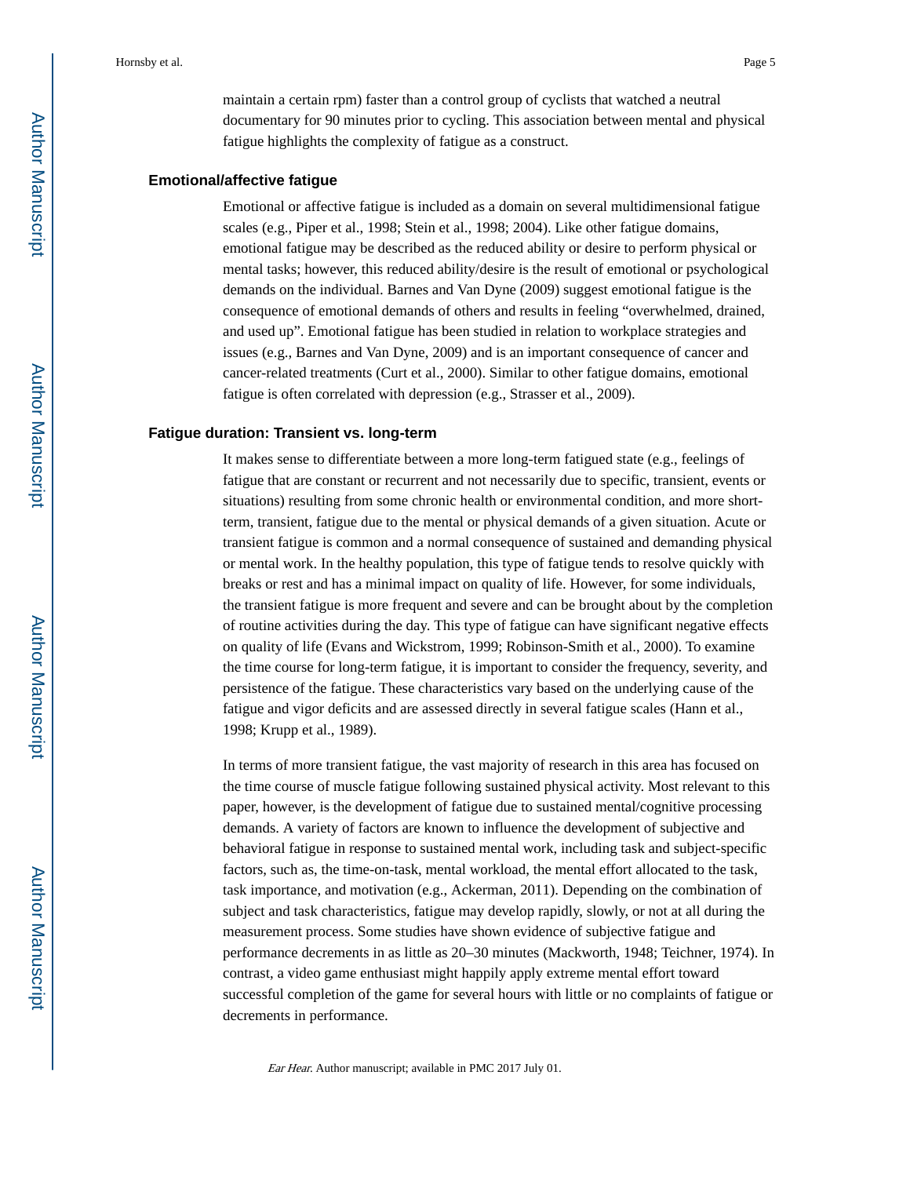maintain a certain rpm) faster than a control group of cyclists that watched a neutral documentary for 90 minutes prior to cycling. This association between mental and physical fatigue highlights the complexity of fatigue as a construct.

### Emotional/affective fatigue

Emotional or affective fatigue is included as a domain on several multidimensional fatigue scales (e.g., Piper et al., 1998; Stein et al., 1998; 2004). Like other fatigue domains, emotional fatigue may be described as the reduced ability or desire to perform physical or mental tasks; however, this reduced ability/desire is the result of emotional or psychological demands on the individual. Barnes and Van Dyne (2009) suggest emotional fatigue is the consequence of emotional demands of others and results in feeling "overwhelmed, drained, and used up". Emotional fatigue has been studied in relation to workplace strategies and issues (e.g., Barnes and Van Dyne, 2009) and is an important consequence of cancer and cancer-related treatments (Curt et al., 2000). Similar to other fatigue domains, emotional fatigue is often correlated with depression (e.g., Strasser et al., 2009).

### Fatigue duration: Transient vs. long-term

It makes sense to differentiate between a more long-term fatigued state (e.g., feelings of fatigue that are constant or recurrent and not necessarily due to specific, transient, events or situations) resulting from some chronic health or environmental condition, and more short-term, transient, fatigue due to the mental or physical demands of a given situation. Acute or transient fatigue is common and a normal consequence of sustained and demanding physical or mental work. In the healthy population, this type of fatigue tends to resolve quickly with breaks or rest and has a minimal impact on quality of life. However, for some individuals, the transient fatigue is more frequent and severe and can be brought about by the completion of routine activities during the day. This type of fatigue can have significant negative effects on quality of life (Evans and Wickstrom, 1999; Robinson-Smith et al., 2000). To examine the time course for long-term fatigue, it is important to consider the frequency, severity, and persistence of the fatigue. These characteristics vary based on the underlying cause of the fatigue and vigor deficits and are assessed directly in several fatigue scales (Hann et al., 1998; Krupp et al., 1989).

In terms of more transient fatigue, the vast majority of research in this area has focused on the time course of muscle fatigue following sustained physical activity. Most relevant to this paper, however, is the development of fatigue due to sustained mental/cognitive processing demands. A variety of factors are known to influence the development of subjective and behavioral fatigue in response to sustained mental work, including task and subject-specific factors, such as, the time-on-task, mental workload, the mental effort allocated to the task, task importance, and motivation (e.g., Ackerman, 2011). Depending on the combination of subject and task characteristics, fatigue may develop rapidly, slowly, or not at all during the measurement process. Some studies have shown evidence of subjective fatigue and performance decrements in as little as 20–30 minutes (Mackworth, 1948; Teichner, 1974). In contrast, a video game enthusiast might happily apply extreme mental effort toward successful completion of the game for several hours with little or no complaints of fatigue or decrements in performance.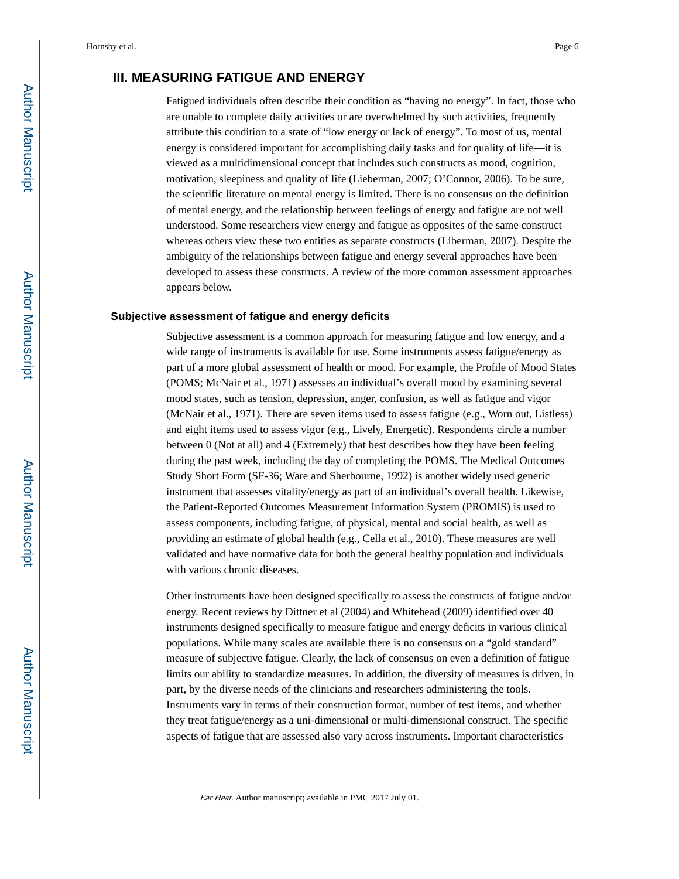## III. MEASURING FATIGUE AND ENERGY

Fatigued individuals often describe their condition as "having no energy". In fact, those who are unable to complete daily activities or are overwhelmed by such activities, frequently attribute this condition to a state of "low energy or lack of energy". To most of us, mental energy is considered important for accomplishing daily tasks and for quality of life—it is viewed as a multidimensional concept that includes such constructs as mood, cognition, motivation, sleepiness and quality of life (Lieberman, 2007; O'Connor, 2006). To be sure, the scientific literature on mental energy is limited. There is no consensus on the definition of mental energy, and the relationship between feelings of energy and fatigue are not well understood. Some researchers view energy and fatigue as opposites of the same construct whereas others view these two entities as separate constructs (Liberman, 2007). Despite the ambiguity of the relationships between fatigue and energy several approaches have been developed to assess these constructs. A review of the more common assessment approaches appears below.

### Subjective assessment of fatigue and energy deficits

Subjective assessment is a common approach for measuring fatigue and low energy, and a wide range of instruments is available for use. Some instruments assess fatigue/energy as part of a more global assessment of health or mood. For example, the Profile of Mood States (POMS; McNair et al., 1971) assesses an individual's overall mood by examining several mood states, such as tension, depression, anger, confusion, as well as fatigue and vigor (McNair et al., 1971). There are seven items used to assess fatigue (e.g., Worn out, Listless) and eight items used to assess vigor (e.g., Lively, Energetic). Respondents circle a number between 0 (Not at all) and 4 (Extremely) that best describes how they have been feeling during the past week, including the day of completing the POMS. The Medical Outcomes Study Short Form (SF-36; Ware and Sherbourne, 1992) is another widely used generic instrument that assesses vitality/energy as part of an individual's overall health. Likewise, the Patient-Reported Outcomes Measurement Information System (PROMIS) is used to assess components, including fatigue, of physical, mental and social health, as well as providing an estimate of global health (e.g., Cella et al., 2010). These measures are well validated and have normative data for both the general healthy population and individuals with various chronic diseases.

Other instruments have been designed specifically to assess the constructs of fatigue and/or energy. Recent reviews by Dittner et al (2004) and Whitehead (2009) identified over 40 instruments designed specifically to measure fatigue and energy deficits in various clinical populations. While many scales are available there is no consensus on a "gold standard" measure of subjective fatigue. Clearly, the lack of consensus on even a definition of fatigue limits our ability to standardize measures. In addition, the diversity of measures is driven, in part, by the diverse needs of the clinicians and researchers administering the tools. Instruments vary in terms of their construction format, number of test items, and whether they treat fatigue/energy as a uni-dimensional or multi-dimensional construct. The specific aspects of fatigue that are assessed also vary across instruments. Important characteristics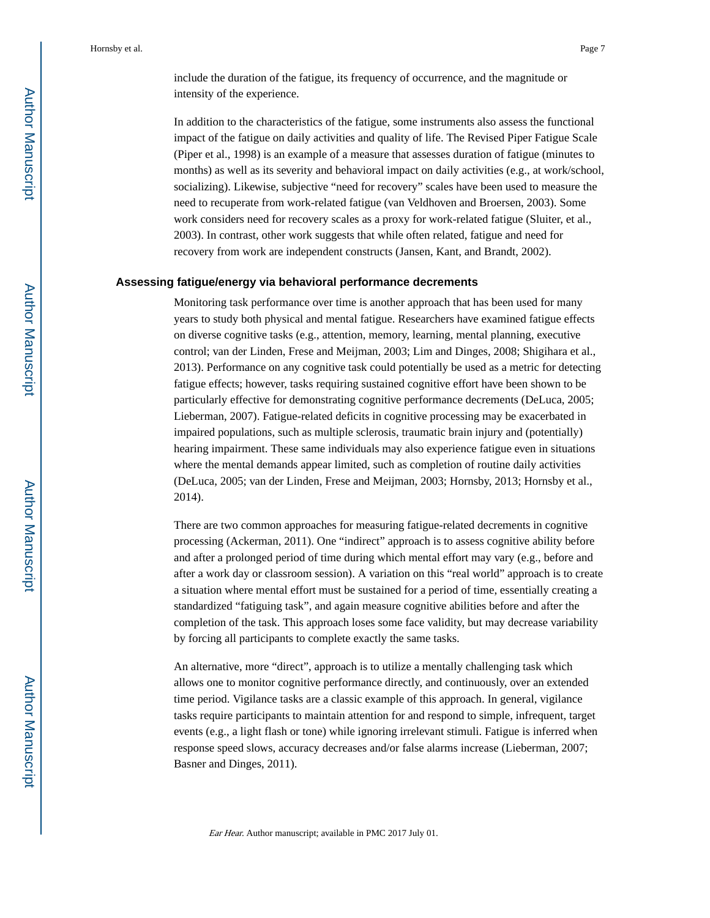include the duration of the fatigue, its frequency of occurrence, and the magnitude or intensity of the experience.

In addition to the characteristics of the fatigue, some instruments also assess the functional impact of the fatigue on daily activities and quality of life. The Revised Piper Fatigue Scale (Piper et al., 1998) is an example of a measure that assesses duration of fatigue (minutes to months) as well as its severity and behavioral impact on daily activities (e.g., at work/school, socializing). Likewise, subjective "need for recovery" scales have been used to measure the need to recuperate from work-related fatigue (van Veldhoven and Broersen, 2003). Some work considers need for recovery scales as a proxy for work-related fatigue (Sluiter, et al., 2003). In contrast, other work suggests that while often related, fatigue and need for recovery from work are independent constructs (Jansen, Kant, and Brandt, 2002).

## Assessing fatigue/energy via behavioral performance decrements

Monitoring task performance over time is another approach that has been used for many years to study both physical and mental fatigue. Researchers have examined fatigue effects on diverse cognitive tasks (e.g., attention, memory, learning, mental planning, executive control; van der Linden, Frese and Meijman, 2003; Lim and Dinges, 2008; Shigihara et al., 2013). Performance on any cognitive task could potentially be used as a metric for detecting fatigue effects; however, tasks requiring sustained cognitive effort have been shown to be particularly effective for demonstrating cognitive performance decrements (DeLuca, 2005; Lieberman, 2007). Fatigue-related deficits in cognitive processing may be exacerbated in impaired populations, such as multiple sclerosis, traumatic brain injury and (potentially) hearing impairment. These same individuals may also experience fatigue even in situations where the mental demands appear limited, such as completion of routine daily activities (DeLuca, 2005; van der Linden, Frese and Meijman, 2003; Hornsby, 2013; Hornsby et al., 2014).

There are two common approaches for measuring fatigue-related decrements in cognitive processing (Ackerman, 2011). One "indirect" approach is to assess cognitive ability before and after a prolonged period of time during which mental effort may vary (e.g., before and after a work day or classroom session). A variation on this "real world" approach is to create a situation where mental effort must be sustained for a period of time, essentially creating a standardized "fatiguing task", and again measure cognitive abilities before and after the completion of the task. This approach loses some face validity, but may decrease variability by forcing all participants to complete exactly the same tasks.

An alternative, more "direct", approach is to utilize a mentally challenging task which allows one to monitor cognitive performance directly, and continuously, over an extended time period. Vigilance tasks are a classic example of this approach. In general, vigilance tasks require participants to maintain attention for and respond to simple, infrequent, target events (e.g., a light flash or tone) while ignoring irrelevant stimuli. Fatigue is inferred when response speed slows, accuracy decreases and/or false alarms increase (Lieberman, 2007; Basner and Dinges, 2011).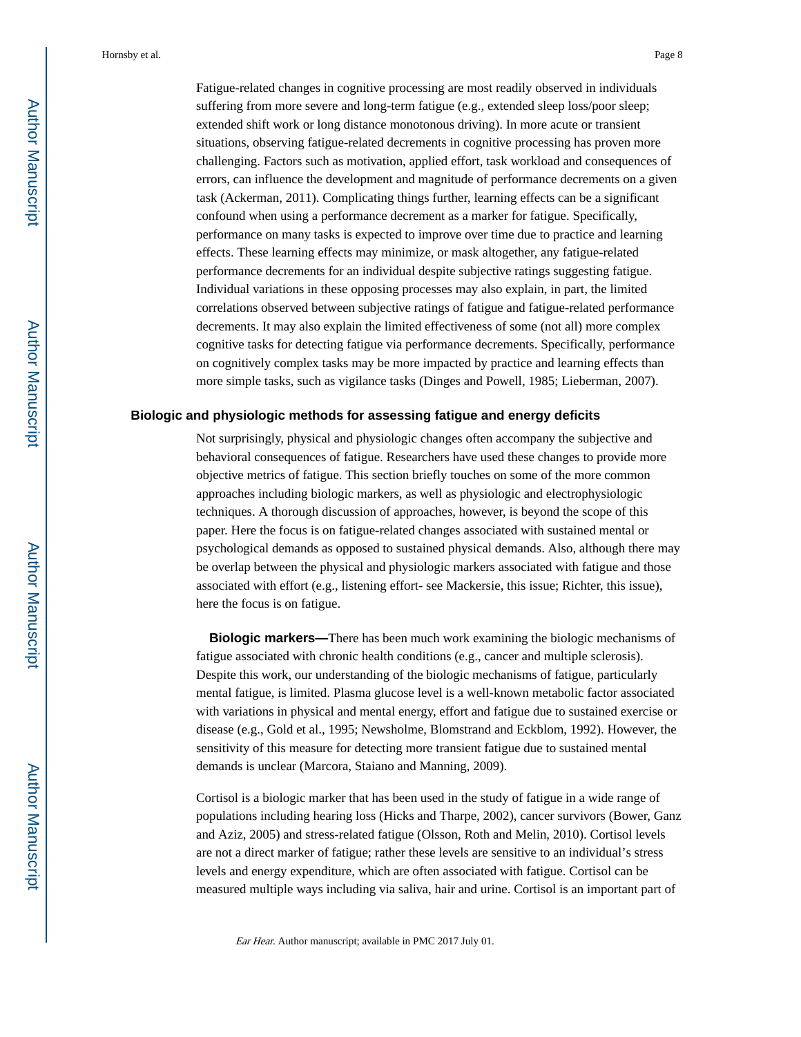Fatigue-related changes in cognitive processing are most readily observed in individuals suffering from more severe and long-term fatigue (e.g., extended sleep loss/poor sleep; extended shift work or long distance monotonous driving). In more acute or transient situations, observing fatigue-related decrements in cognitive processing has proven more challenging. Factors such as motivation, applied effort, task workload and consequences of errors, can influence the development and magnitude of performance decrements on a given task (Ackerman, 2011). Complicating things further, learning effects can be a significant confound when using a performance decrement as a marker for fatigue. Specifically, performance on many tasks is expected to improve over time due to practice and learning effects. These learning effects may minimize, or mask altogether, any fatigue-related performance decrements for an individual despite subjective ratings suggesting fatigue. Individual variations in these opposing processes may also explain, in part, the limited correlations observed between subjective ratings of fatigue and fatigue-related performance decrements. It may also explain the limited effectiveness of some (not all) more complex cognitive tasks for detecting fatigue via performance decrements. Specifically, performance on cognitively complex tasks may be more impacted by practice and learning effects than more simple tasks, such as vigilance tasks (Dinges and Powell, 1985; Lieberman, 2007).

### Biologic and physiologic methods for assessing fatigue and energy deficits

Not surprisingly, physical and physiologic changes often accompany the subjective and behavioral consequences of fatigue. Researchers have used these changes to provide more objective metrics of fatigue. This section briefly touches on some of the more common approaches including biologic markers, as well as physiologic and electrophysiologic techniques. A thorough discussion of approaches, however, is beyond the scope of this paper. Here the focus is on fatigue-related changes associated with sustained mental or psychological demands as opposed to sustained physical demands. Also, although there may be overlap between the physical and physiologic markers associated with fatigue and those associated with effort (e.g., listening effort- see Mackersie, this issue; Richter, this issue), here the focus is on fatigue.

**Biologic markers—**There has been much work examining the biologic mechanisms of fatigue associated with chronic health conditions (e.g., cancer and multiple sclerosis). Despite this work, our understanding of the biologic mechanisms of fatigue, particularly mental fatigue, is limited. Plasma glucose level is a well-known metabolic factor associated with variations in physical and mental energy, effort and fatigue due to sustained exercise or disease (e.g., Gold et al., 1995; Newsholme, Blomstrand and Eckblom, 1992). However, the sensitivity of this measure for detecting more transient fatigue due to sustained mental demands is unclear (Marcora, Staiano and Manning, 2009).

Cortisol is a biologic marker that has been used in the study of fatigue in a wide range of populations including hearing loss (Hicks and Tharpe, 2002), cancer survivors (Bower, Ganz and Aziz, 2005) and stress-related fatigue (Olsson, Roth and Melin, 2010). Cortisol levels are not a direct marker of fatigue; rather these levels are sensitive to an individual's stress levels and energy expenditure, which are often associated with fatigue. Cortisol can be measured multiple ways including via saliva, hair and urine. Cortisol is an important part of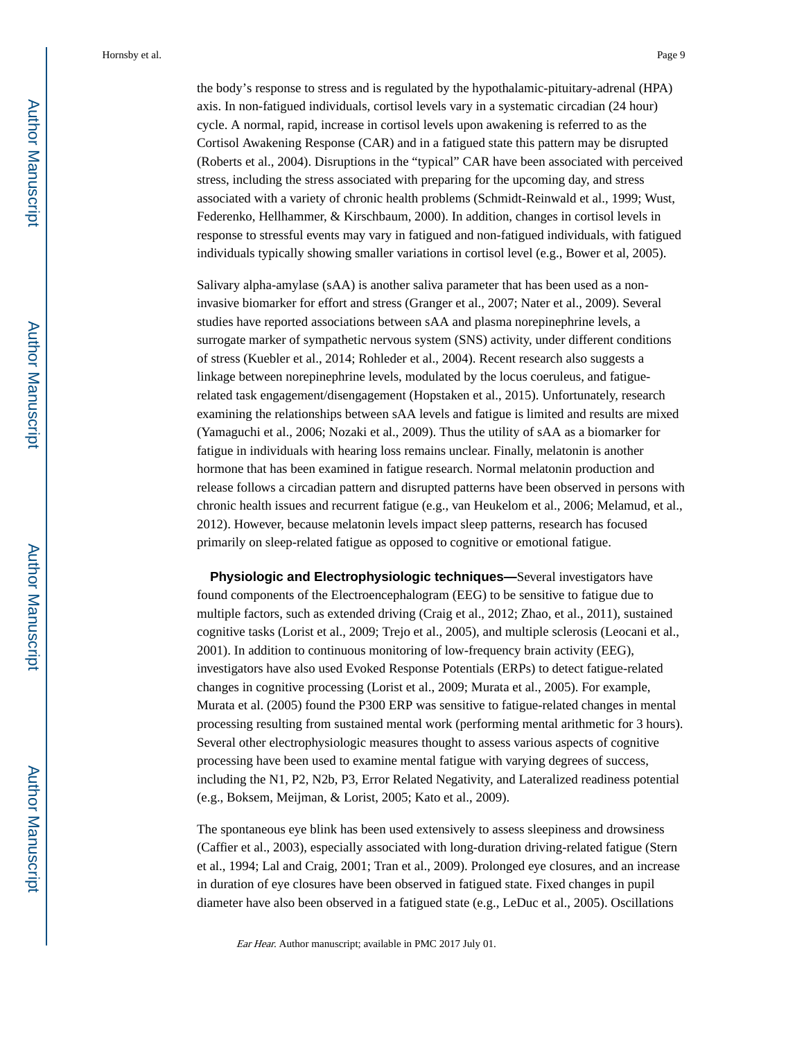the body's response to stress and is regulated by the hypothalamic-pituitary-adrenal (HPA) axis. In non-fatigued individuals, cortisol levels vary in a systematic circadian (24 hour) cycle. A normal, rapid, increase in cortisol levels upon awakening is referred to as the Cortisol Awakening Response (CAR) and in a fatigued state this pattern may be disrupted (Roberts et al., 2004). Disruptions in the "typical" CAR have been associated with perceived stress, including the stress associated with preparing for the upcoming day, and stress associated with a variety of chronic health problems (Schmidt-Reinwald et al., 1999; Wust, Federenko, Hellhammer, & Kirschbaum, 2000). In addition, changes in cortisol levels in response to stressful events may vary in fatigued and non-fatigued individuals, with fatigued individuals typically showing smaller variations in cortisol level (e.g., Bower et al, 2005).

Salivary alpha-amylase (sAA) is another saliva parameter that has been used as a non-invasive biomarker for effort and stress (Granger et al., 2007; Nater et al., 2009). Several studies have reported associations between sAA and plasma norepinephrine levels, a surrogate marker of sympathetic nervous system (SNS) activity, under different conditions of stress (Kuebler et al., 2014; Rohleder et al., 2004). Recent research also suggests a linkage between norepinephrine levels, modulated by the locus coeruleus, and fatigue-related task engagement/disengagement (Hopstaken et al., 2015). Unfortunately, research examining the relationships between sAA levels and fatigue is limited and results are mixed (Yamaguchi et al., 2006; Nozaki et al., 2009). Thus the utility of sAA as a biomarker for fatigue in individuals with hearing loss remains unclear. Finally, melatonin is another hormone that has been examined in fatigue research. Normal melatonin production and release follows a circadian pattern and disrupted patterns have been observed in persons with chronic health issues and recurrent fatigue (e.g., van Heukelom et al., 2006; Melamud, et al., 2012). However, because melatonin levels impact sleep patterns, research has focused primarily on sleep-related fatigue as opposed to cognitive or emotional fatigue.

**Physiologic and Electrophysiologic techniques—**Several investigators have found components of the Electroencephalogram (EEG) to be sensitive to fatigue due to multiple factors, such as extended driving (Craig et al., 2012; Zhao, et al., 2011), sustained cognitive tasks (Lorist et al., 2009; Trejo et al., 2005), and multiple sclerosis (Leocani et al., 2001). In addition to continuous monitoring of low-frequency brain activity (EEG), investigators have also used Evoked Response Potentials (ERPs) to detect fatigue-related changes in cognitive processing (Lorist et al., 2009; Murata et al., 2005). For example, Murata et al. (2005) found the P300 ERP was sensitive to fatigue-related changes in mental processing resulting from sustained mental work (performing mental arithmetic for 3 hours). Several other electrophysiologic measures thought to assess various aspects of cognitive processing have been used to examine mental fatigue with varying degrees of success, including the N1, P2, N2b, P3, Error Related Negativity, and Lateralized readiness potential (e.g., Boksem, Meijman, & Lorist, 2005; Kato et al., 2009).

The spontaneous eye blink has been used extensively to assess sleepiness and drowsiness (Caffier et al., 2003), especially associated with long-duration driving-related fatigue (Stern et al., 1994; Lal and Craig, 2001; Tran et al., 2009). Prolonged eye closures, and an increase in duration of eye closures have been observed in fatigued state. Fixed changes in pupil diameter have also been observed in a fatigued state (e.g., LeDuc et al., 2005). Oscillations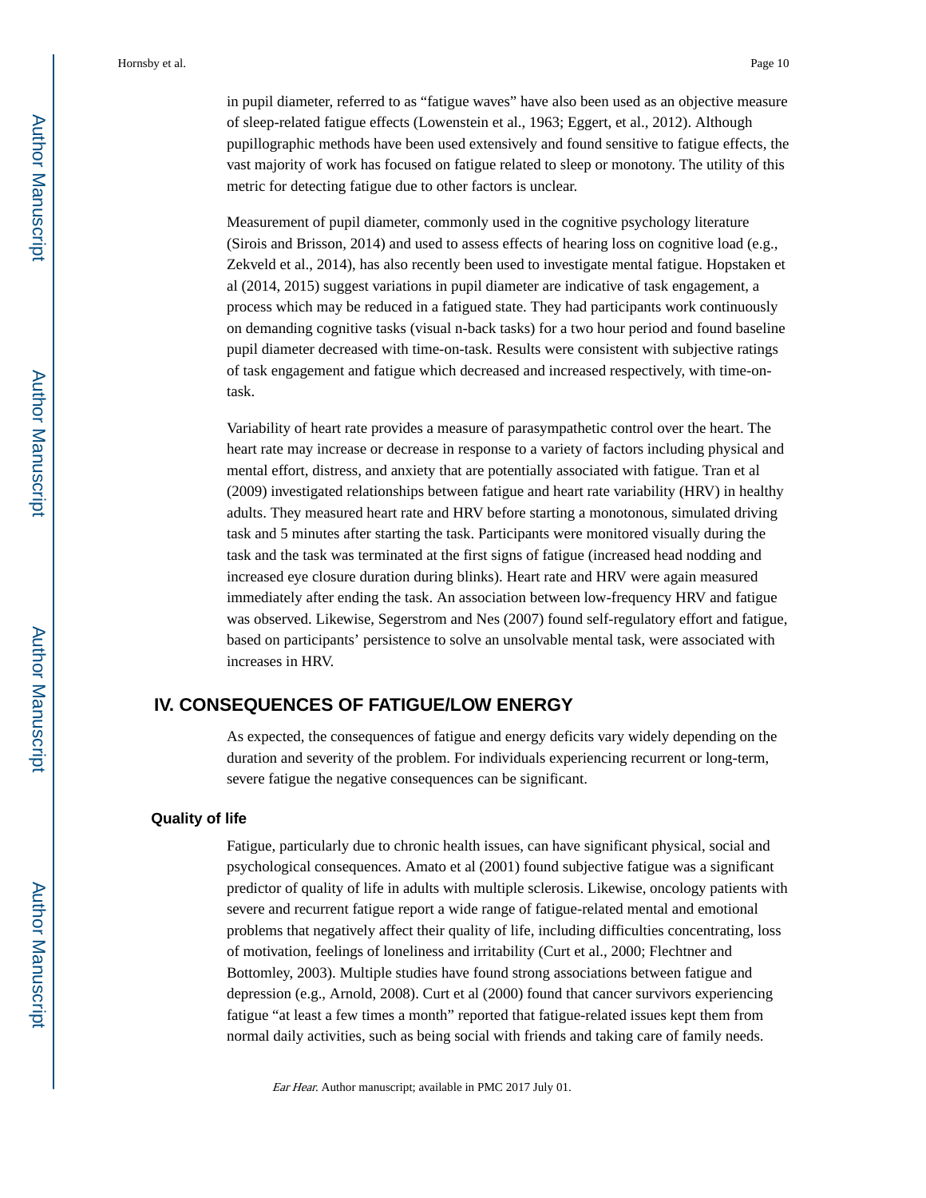in pupil diameter, referred to as "fatigue waves" have also been used as an objective measure of sleep-related fatigue effects (Lowenstein et al., 1963; Eggert, et al., 2012). Although pupillographic methods have been used extensively and found sensitive to fatigue effects, the vast majority of work has focused on fatigue related to sleep or monotony. The utility of this metric for detecting fatigue due to other factors is unclear.

Measurement of pupil diameter, commonly used in the cognitive psychology literature (Sirois and Brisson, 2014) and used to assess effects of hearing loss on cognitive load (e.g., Zekveld et al., 2014), has also recently been used to investigate mental fatigue. Hopstaken et al (2014, 2015) suggest variations in pupil diameter are indicative of task engagement, a process which may be reduced in a fatigued state. They had participants work continuously on demanding cognitive tasks (visual n-back tasks) for a two hour period and found baseline pupil diameter decreased with time-on-task. Results were consistent with subjective ratings of task engagement and fatigue which decreased and increased respectively, with time-on-task.

Variability of heart rate provides a measure of parasympathetic control over the heart. The heart rate may increase or decrease in response to a variety of factors including physical and mental effort, distress, and anxiety that are potentially associated with fatigue. Tran et al (2009) investigated relationships between fatigue and heart rate variability (HRV) in healthy adults. They measured heart rate and HRV before starting a monotonous, simulated driving task and 5 minutes after starting the task. Participants were monitored visually during the task and the task was terminated at the first signs of fatigue (increased head nodding and increased eye closure duration during blinks). Heart rate and HRV were again measured immediately after ending the task. An association between low-frequency HRV and fatigue was observed. Likewise, Segerstrom and Nes (2007) found self-regulatory effort and fatigue, based on participants' persistence to solve an unsolvable mental task, were associated with increases in HRV.

## IV. CONSEQUENCES OF FATIGUE/LOW ENERGY

As expected, the consequences of fatigue and energy deficits vary widely depending on the duration and severity of the problem. For individuals experiencing recurrent or long-term, severe fatigue the negative consequences can be significant.

### Quality of life

Fatigue, particularly due to chronic health issues, can have significant physical, social and psychological consequences. Amato et al (2001) found subjective fatigue was a significant predictor of quality of life in adults with multiple sclerosis. Likewise, oncology patients with severe and recurrent fatigue report a wide range of fatigue-related mental and emotional problems that negatively affect their quality of life, including difficulties concentrating, loss of motivation, feelings of loneliness and irritability (Curt et al., 2000; Flechtner and Bottomley, 2003). Multiple studies have found strong associations between fatigue and depression (e.g., Arnold, 2008). Curt et al (2000) found that cancer survivors experiencing fatigue "at least a few times a month" reported that fatigue-related issues kept them from normal daily activities, such as being social with friends and taking care of family needs.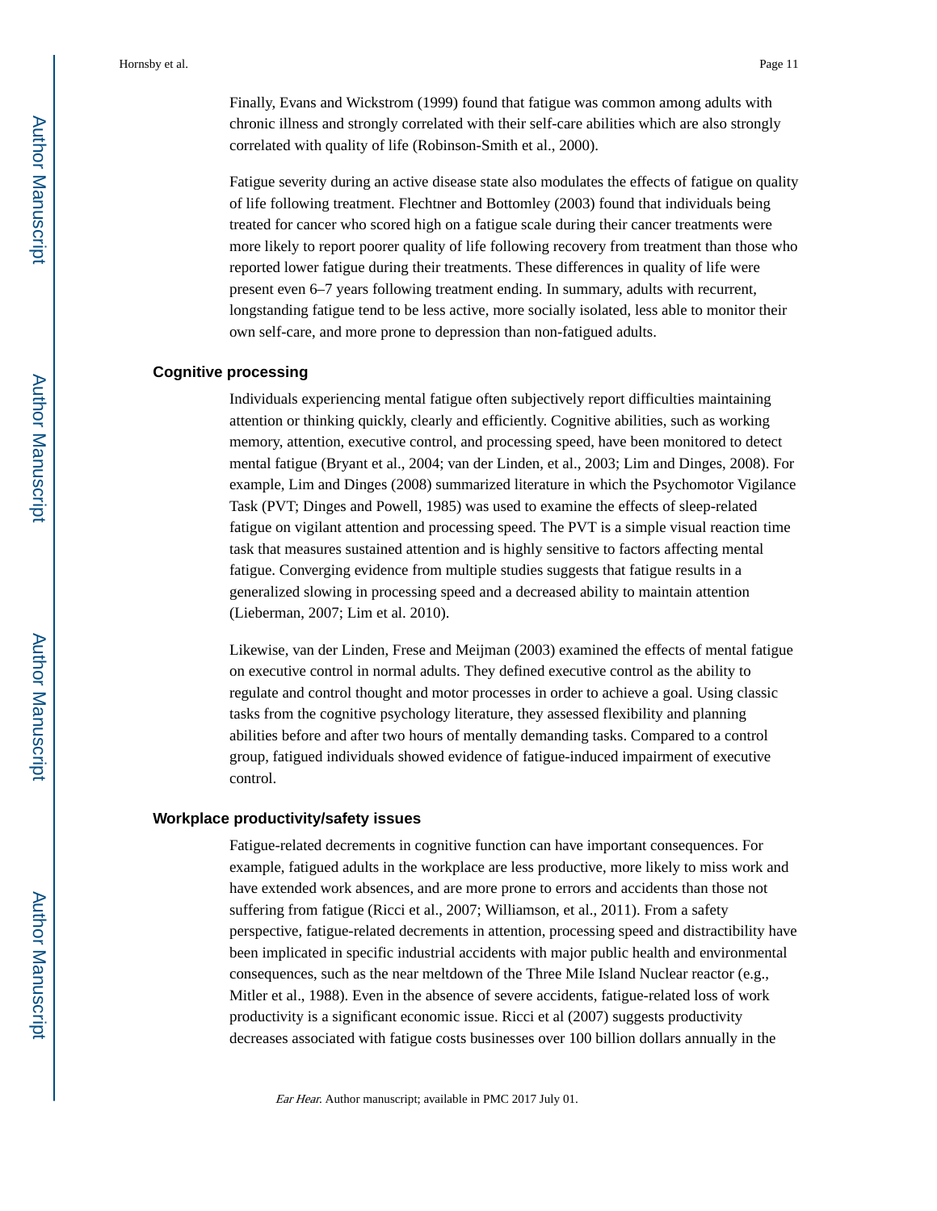Finally, Evans and Wickstrom (1999) found that fatigue was common among adults with chronic illness and strongly correlated with their self-care abilities which are also strongly correlated with quality of life (Robinson-Smith et al., 2000).

Fatigue severity during an active disease state also modulates the effects of fatigue on quality of life following treatment. Flechtner and Bottomley (2003) found that individuals being treated for cancer who scored high on a fatigue scale during their cancer treatments were more likely to report poorer quality of life following recovery from treatment than those who reported lower fatigue during their treatments. These differences in quality of life were present even 6–7 years following treatment ending. In summary, adults with recurrent, longstanding fatigue tend to be less active, more socially isolated, less able to monitor their own self-care, and more prone to depression than non-fatigued adults.

### Cognitive processing

Individuals experiencing mental fatigue often subjectively report difficulties maintaining attention or thinking quickly, clearly and efficiently. Cognitive abilities, such as working memory, attention, executive control, and processing speed, have been monitored to detect mental fatigue (Bryant et al., 2004; van der Linden, et al., 2003; Lim and Dinges, 2008). For example, Lim and Dinges (2008) summarized literature in which the Psychomotor Vigilance Task (PVT; Dinges and Powell, 1985) was used to examine the effects of sleep-related fatigue on vigilant attention and processing speed. The PVT is a simple visual reaction time task that measures sustained attention and is highly sensitive to factors affecting mental fatigue. Converging evidence from multiple studies suggests that fatigue results in a generalized slowing in processing speed and a decreased ability to maintain attention (Lieberman, 2007; Lim et al. 2010).

Likewise, van der Linden, Frese and Meijman (2003) examined the effects of mental fatigue on executive control in normal adults. They defined executive control as the ability to regulate and control thought and motor processes in order to achieve a goal. Using classic tasks from the cognitive psychology literature, they assessed flexibility and planning abilities before and after two hours of mentally demanding tasks. Compared to a control group, fatigued individuals showed evidence of fatigue-induced impairment of executive control.

### Workplace productivity/safety issues

Fatigue-related decrements in cognitive function can have important consequences. For example, fatigued adults in the workplace are less productive, more likely to miss work and have extended work absences, and are more prone to errors and accidents than those not suffering from fatigue (Ricci et al., 2007; Williamson, et al., 2011). From a safety perspective, fatigue-related decrements in attention, processing speed and distractibility have been implicated in specific industrial accidents with major public health and environmental consequences, such as the near meltdown of the Three Mile Island Nuclear reactor (e.g., Mitler et al., 1988). Even in the absence of severe accidents, fatigue-related loss of work productivity is a significant economic issue. Ricci et al (2007) suggests productivity decreases associated with fatigue costs businesses over 100 billion dollars annually in the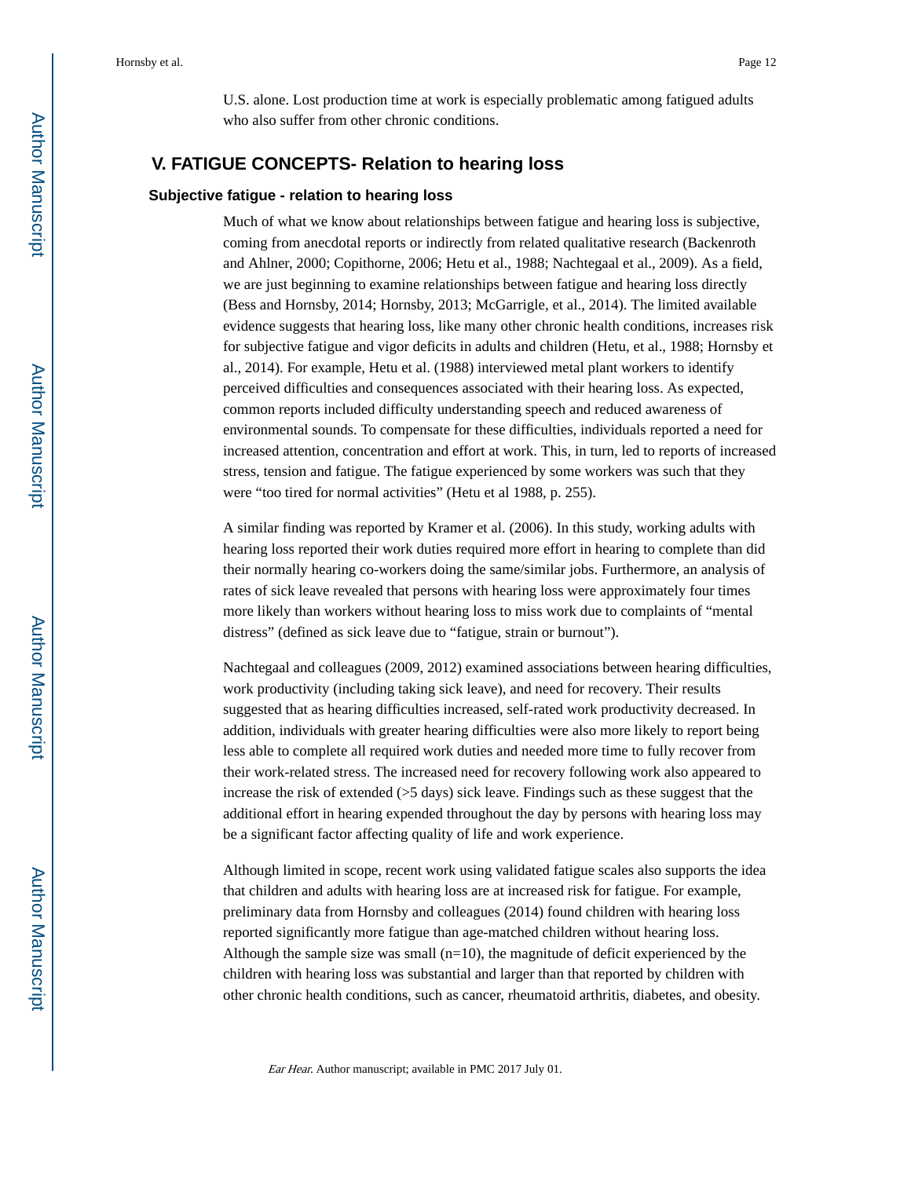U.S. alone. Lost production time at work is especially problematic among fatigued adults who also suffer from other chronic conditions.

## V. FATIGUE CONCEPTS- Relation to hearing loss

### Subjective fatigue - relation to hearing loss

Much of what we know about relationships between fatigue and hearing loss is subjective, coming from anecdotal reports or indirectly from related qualitative research (Backenroth and Ahlner, 2000; Copithorne, 2006; Hetu et al., 1988; Nachtegaal et al., 2009). As a field, we are just beginning to examine relationships between fatigue and hearing loss directly (Bess and Hornsby, 2014; Hornsby, 2013; McGarrigle, et al., 2014). The limited available evidence suggests that hearing loss, like many other chronic health conditions, increases risk for subjective fatigue and vigor deficits in adults and children (Hetu, et al., 1988; Hornsby et al., 2014). For example, Hetu et al. (1988) interviewed metal plant workers to identify perceived difficulties and consequences associated with their hearing loss. As expected, common reports included difficulty understanding speech and reduced awareness of environmental sounds. To compensate for these difficulties, individuals reported a need for increased attention, concentration and effort at work. This, in turn, led to reports of increased stress, tension and fatigue. The fatigue experienced by some workers was such that they were "too tired for normal activities" (Hetu et al 1988, p. 255).

A similar finding was reported by Kramer et al. (2006). In this study, working adults with hearing loss reported their work duties required more effort in hearing to complete than did their normally hearing co-workers doing the same/similar jobs. Furthermore, an analysis of rates of sick leave revealed that persons with hearing loss were approximately four times more likely than workers without hearing loss to miss work due to complaints of "mental distress" (defined as sick leave due to "fatigue, strain or burnout").

Nachtegaal and colleagues (2009, 2012) examined associations between hearing difficulties, work productivity (including taking sick leave), and need for recovery. Their results suggested that as hearing difficulties increased, self-rated work productivity decreased. In addition, individuals with greater hearing difficulties were also more likely to report being less able to complete all required work duties and needed more time to fully recover from their work-related stress. The increased need for recovery following work also appeared to increase the risk of extended (>5 days) sick leave. Findings such as these suggest that the additional effort in hearing expended throughout the day by persons with hearing loss may be a significant factor affecting quality of life and work experience.

Although limited in scope, recent work using validated fatigue scales also supports the idea that children and adults with hearing loss are at increased risk for fatigue. For example, preliminary data from Hornsby and colleagues (2014) found children with hearing loss reported significantly more fatigue than age-matched children without hearing loss. Although the sample size was small (n=10), the magnitude of deficit experienced by the children with hearing loss was substantial and larger than that reported by children with other chronic health conditions, such as cancer, rheumatoid arthritis, diabetes, and obesity.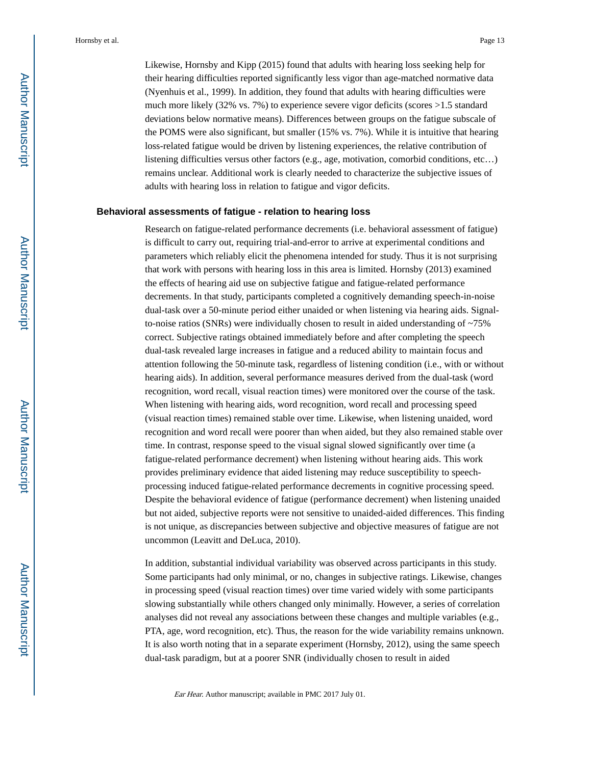Likewise, Hornsby and Kipp (2015) found that adults with hearing loss seeking help for their hearing difficulties reported significantly less vigor than age-matched normative data (Nyenhuis et al., 1999). In addition, they found that adults with hearing difficulties were much more likely (32% vs. 7%) to experience severe vigor deficits (scores >1.5 standard deviations below normative means). Differences between groups on the fatigue subscale of the POMS were also significant, but smaller (15% vs. 7%). While it is intuitive that hearing loss-related fatigue would be driven by listening experiences, the relative contribution of listening difficulties versus other factors (e.g., age, motivation, comorbid conditions, etc…) remains unclear. Additional work is clearly needed to characterize the subjective issues of adults with hearing loss in relation to fatigue and vigor deficits.

## Behavioral assessments of fatigue - relation to hearing loss

Research on fatigue-related performance decrements (i.e. behavioral assessment of fatigue) is difficult to carry out, requiring trial-and-error to arrive at experimental conditions and parameters which reliably elicit the phenomena intended for study. Thus it is not surprising that work with persons with hearing loss in this area is limited. Hornsby (2013) examined the effects of hearing aid use on subjective fatigue and fatigue-related performance decrements. In that study, participants completed a cognitively demanding speech-in-noise dual-task over a 50-minute period either unaided or when listening via hearing aids. Signal-to-noise ratios (SNRs) were individually chosen to result in aided understanding of ~75% correct. Subjective ratings obtained immediately before and after completing the speech dual-task revealed large increases in fatigue and a reduced ability to maintain focus and attention following the 50-minute task, regardless of listening condition (i.e., with or without hearing aids). In addition, several performance measures derived from the dual-task (word recognition, word recall, visual reaction times) were monitored over the course of the task. When listening with hearing aids, word recognition, word recall and processing speed (visual reaction times) remained stable over time. Likewise, when listening unaided, word recognition and word recall were poorer than when aided, but they also remained stable over time. In contrast, response speed to the visual signal slowed significantly over time (a fatigue-related performance decrement) when listening without hearing aids. This work provides preliminary evidence that aided listening may reduce susceptibility to speech-processing induced fatigue-related performance decrements in cognitive processing speed. Despite the behavioral evidence of fatigue (performance decrement) when listening unaided but not aided, subjective reports were not sensitive to unaided-aided differences. This finding is not unique, as discrepancies between subjective and objective measures of fatigue are not uncommon (Leavitt and DeLuca, 2010).

In addition, substantial individual variability was observed across participants in this study. Some participants had only minimal, or no, changes in subjective ratings. Likewise, changes in processing speed (visual reaction times) over time varied widely with some participants slowing substantially while others changed only minimally. However, a series of correlation analyses did not reveal any associations between these changes and multiple variables (e.g., PTA, age, word recognition, etc). Thus, the reason for the wide variability remains unknown. It is also worth noting that in a separate experiment (Hornsby, 2012), using the same speech dual-task paradigm, but at a poorer SNR (individually chosen to result in aided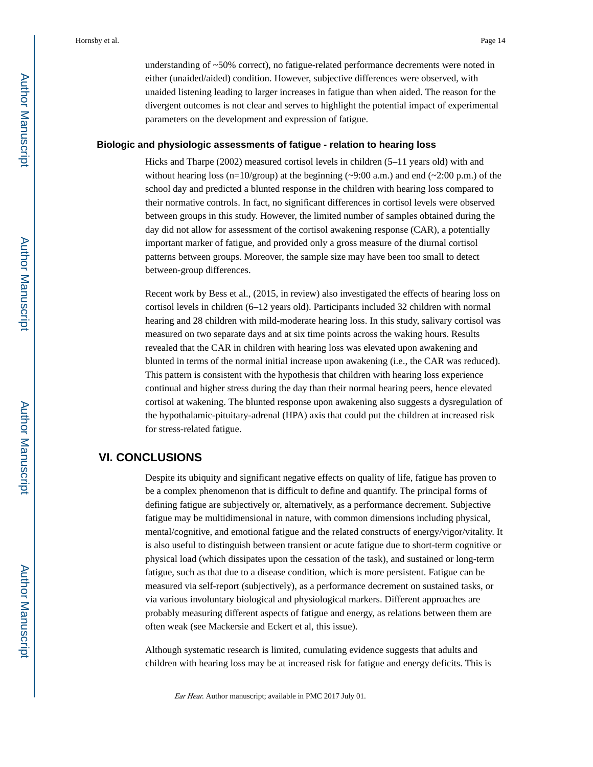understanding of ~50% correct), no fatigue-related performance decrements were noted in either (unaided/aided) condition. However, subjective differences were observed, with unaided listening leading to larger increases in fatigue than when aided. The reason for the divergent outcomes is not clear and serves to highlight the potential impact of experimental parameters on the development and expression of fatigue.

### Biologic and physiologic assessments of fatigue - relation to hearing loss

Hicks and Tharpe (2002) measured cortisol levels in children (5–11 years old) with and without hearing loss (n=10/group) at the beginning (~9:00 a.m.) and end (~2:00 p.m.) of the school day and predicted a blunted response in the children with hearing loss compared to their normative controls. In fact, no significant differences in cortisol levels were observed between groups in this study. However, the limited number of samples obtained during the day did not allow for assessment of the cortisol awakening response (CAR), a potentially important marker of fatigue, and provided only a gross measure of the diurnal cortisol patterns between groups. Moreover, the sample size may have been too small to detect between-group differences.

Recent work by Bess et al., (2015, in review) also investigated the effects of hearing loss on cortisol levels in children (6–12 years old). Participants included 32 children with normal hearing and 28 children with mild-moderate hearing loss. In this study, salivary cortisol was measured on two separate days and at six time points across the waking hours. Results revealed that the CAR in children with hearing loss was elevated upon awakening and blunted in terms of the normal initial increase upon awakening (i.e., the CAR was reduced). This pattern is consistent with the hypothesis that children with hearing loss experience continual and higher stress during the day than their normal hearing peers, hence elevated cortisol at wakening. The blunted response upon awakening also suggests a dysregulation of the hypothalamic-pituitary-adrenal (HPA) axis that could put the children at increased risk for stress-related fatigue.

## VI. CONCLUSIONS

Despite its ubiquity and significant negative effects on quality of life, fatigue has proven to be a complex phenomenon that is difficult to define and quantify. The principal forms of defining fatigue are subjectively or, alternatively, as a performance decrement. Subjective fatigue may be multidimensional in nature, with common dimensions including physical, mental/cognitive, and emotional fatigue and the related constructs of energy/vigor/vitality. It is also useful to distinguish between transient or acute fatigue due to short-term cognitive or physical load (which dissipates upon the cessation of the task), and sustained or long-term fatigue, such as that due to a disease condition, which is more persistent. Fatigue can be measured via self-report (subjectively), as a performance decrement on sustained tasks, or via various involuntary biological and physiological markers. Different approaches are probably measuring different aspects of fatigue and energy, as relations between them are often weak (see Mackersie and Eckert et al, this issue).

Although systematic research is limited, cumulating evidence suggests that adults and children with hearing loss may be at increased risk for fatigue and energy deficits. This is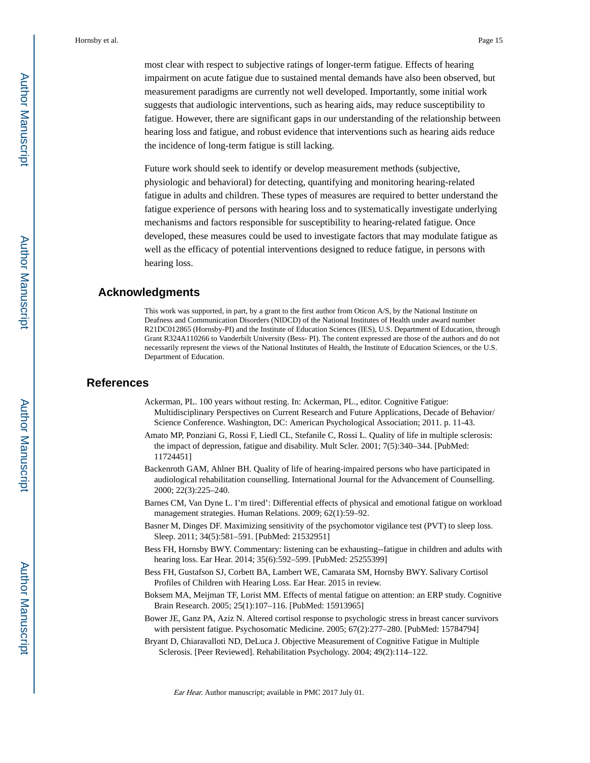most clear with respect to subjective ratings of longer-term fatigue. Effects of hearing impairment on acute fatigue due to sustained mental demands have also been observed, but measurement paradigms are currently not well developed. Importantly, some initial work suggests that audiologic interventions, such as hearing aids, may reduce susceptibility to fatigue. However, there are significant gaps in our understanding of the relationship between hearing loss and fatigue, and robust evidence that interventions such as hearing aids reduce the incidence of long-term fatigue is still lacking.

Future work should seek to identify or develop measurement methods (subjective, physiologic and behavioral) for detecting, quantifying and monitoring hearing-related fatigue in adults and children. These types of measures are required to better understand the fatigue experience of persons with hearing loss and to systematically investigate underlying mechanisms and factors responsible for susceptibility to hearing-related fatigue. Once developed, these measures could be used to investigate factors that may modulate fatigue as well as the efficacy of potential interventions designed to reduce fatigue, in persons with hearing loss.

## Acknowledgments

This work was supported, in part, by a grant to the first author from Oticon A/S, by the National Institute on Deafness and Communication Disorders (NIDCD) of the National Institutes of Health under award number R21DC012865 (Hornsby-PI) and the Institute of Education Sciences (IES), U.S. Department of Education, through Grant R324A110266 to Vanderbilt University (Bess- PI). The content expressed are those of the authors and do not necessarily represent the views of the National Institutes of Health, the Institute of Education Sciences, or the U.S. Department of Education.

## References

Ackerman, PL. 100 years without resting. In: Ackerman, PL., editor. Cognitive Fatigue: Multidisciplinary Perspectives on Current Research and Future Applications, Decade of Behavior/ Science Conference. Washington, DC: American Psychological Association; 2011. p. 11-43.

Amato MP, Ponziani G, Rossi F, Liedl CL, Stefanile C, Rossi L. Quality of life in multiple sclerosis: the impact of depression, fatigue and disability. Mult Scler. 2001; 7(5):340–344. [PubMed: 11724451]

Backenroth GAM, Ahlner BH. Quality of life of hearing-impaired persons who have participated in audiological rehabilitation counselling. International Journal for the Advancement of Counselling. 2000; 22(3):225–240.

Barnes CM, Van Dyne L. I'm tired': Differential effects of physical and emotional fatigue on workload management strategies. Human Relations. 2009; 62(1):59–92.

Basner M, Dinges DF. Maximizing sensitivity of the psychomotor vigilance test (PVT) to sleep loss. Sleep. 2011; 34(5):581–591. [PubMed: 21532951]

Bess FH, Hornsby BWY. Commentary: listening can be exhausting--fatigue in children and adults with hearing loss. Ear Hear. 2014; 35(6):592–599. [PubMed: 25255399]

Bess FH, Gustafson SJ, Corbett BA, Lambert WE, Camarata SM, Hornsby BWY. Salivary Cortisol Profiles of Children with Hearing Loss. Ear Hear. 2015 in review.

Boksem MA, Meijman TF, Lorist MM. Effects of mental fatigue on attention: an ERP study. Cognitive Brain Research. 2005; 25(1):107–116. [PubMed: 15913965]

Bower JE, Ganz PA, Aziz N. Altered cortisol response to psychologic stress in breast cancer survivors with persistent fatigue. Psychosomatic Medicine. 2005; 67(2):277–280. [PubMed: 15784794]

Bryant D, Chiaravalloti ND, DeLuca J. Objective Measurement of Cognitive Fatigue in Multiple Sclerosis. [Peer Reviewed]. Rehabilitation Psychology. 2004; 49(2):114–122.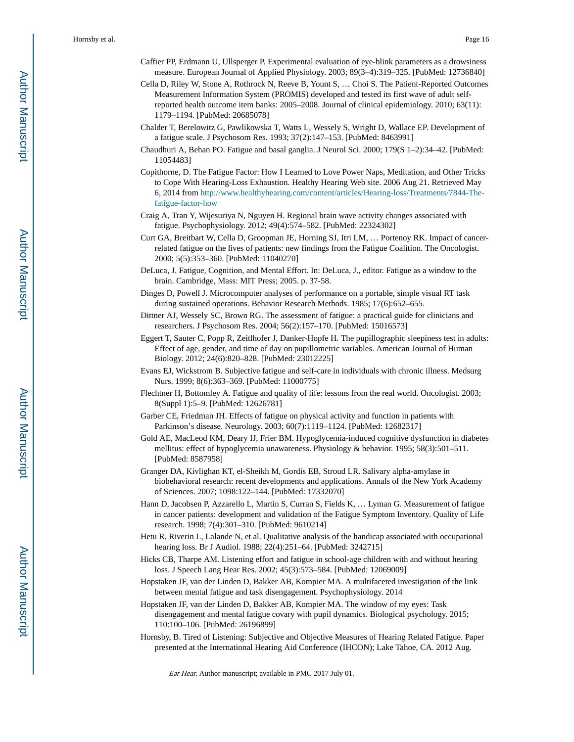Caffier PP, Erdmann U, Ullsperger P. Experimental evaluation of eye-blink parameters as a drowsiness measure. European Journal of Applied Physiology. 2003; 89(3–4):319–325. [PubMed: 12736840]

Cella D, Riley W, Stone A, Rothrock N, Reeve B, Yount S, … Choi S. The Patient-Reported Outcomes Measurement Information System (PROMIS) developed and tested its first wave of adult self-reported health outcome item banks: 2005–2008. Journal of clinical epidemiology. 2010; 63(11): 1179–1194. [PubMed: 20685078]

Chalder T, Berelowitz G, Pawlikowska T, Watts L, Wessely S, Wright D, Wallace EP. Development of a fatigue scale. J Psychosom Res. 1993; 37(2):147–153. [PubMed: 8463991]

Chaudhuri A, Behan PO. Fatigue and basal ganglia. J Neurol Sci. 2000; 179(S 1–2):34–42. [PubMed: 11054483]

Copithorne, D. The Fatigue Factor: How I Learned to Love Power Naps, Meditation, and Other Tricks to Cope With Hearing-Loss Exhaustion. Healthy Hearing Web site. 2006 Aug 21. Retrieved May 6, 2014 from http://www.healthyhearing.com/content/articles/Hearing-loss/Treatments/7844-The-fatigue-factor-how

Craig A, Tran Y, Wijesuriya N, Nguyen H. Regional brain wave activity changes associated with fatigue. Psychophysiology. 2012; 49(4):574–582. [PubMed: 22324302]

Curt GA, Breitbart W, Cella D, Groopman JE, Horning SJ, Itri LM, … Portenoy RK. Impact of cancer-related fatigue on the lives of patients: new findings from the Fatigue Coalition. The Oncologist. 2000; 5(5):353–360. [PubMed: 11040270]

DeLuca, J. Fatigue, Cognition, and Mental Effort. In: DeLuca, J., editor. Fatigue as a window to the brain. Cambridge, Mass: MIT Press; 2005. p. 37-58.

Dinges D, Powell J. Microcomputer analyses of performance on a portable, simple visual RT task during sustained operations. Behavior Research Methods. 1985; 17(6):652–655.

Dittner AJ, Wessely SC, Brown RG. The assessment of fatigue: a practical guide for clinicians and researchers. J Psychosom Res. 2004; 56(2):157–170. [PubMed: 15016573]

Eggert T, Sauter C, Popp R, Zeitlhofer J, Danker-Hopfe H. The pupillographic sleepiness test in adults: Effect of age, gender, and time of day on pupillometric variables. American Journal of Human Biology. 2012; 24(6):820–828. [PubMed: 23012225]

Evans EJ, Wickstrom B. Subjective fatigue and self-care in individuals with chronic illness. Medsurg Nurs. 1999; 8(6):363–369. [PubMed: 11000775]

Flechtner H, Bottomley A. Fatigue and quality of life: lessons from the real world. Oncologist. 2003; 8(Suppl 1):5–9. [PubMed: 12626781]

Garber CE, Friedman JH. Effects of fatigue on physical activity and function in patients with Parkinson's disease. Neurology. 2003; 60(7):1119–1124. [PubMed: 12682317]

Gold AE, MacLeod KM, Deary IJ, Frier BM. Hypoglycemia-induced cognitive dysfunction in diabetes mellitus: effect of hypoglycemia unawareness. Physiology & behavior. 1995; 58(3):501–511. [PubMed: 8587958]

Granger DA, Kivlighan KT, el-Sheikh M, Gordis EB, Stroud LR. Salivary alpha-amylase in biobehavioral research: recent developments and applications. Annals of the New York Academy of Sciences. 2007; 1098:122–144. [PubMed: 17332070]

Hann D, Jacobsen P, Azzarello L, Martin S, Curran S, Fields K, … Lyman G. Measurement of fatigue in cancer patients: development and validation of the Fatigue Symptom Inventory. Quality of Life research. 1998; 7(4):301–310. [PubMed: 9610214]

Hetu R, Riverin L, Lalande N, et al. Qualitative analysis of the handicap associated with occupational hearing loss. Br J Audiol. 1988; 22(4):251–64. [PubMed: 3242715]

Hicks CB, Tharpe AM. Listening effort and fatigue in school-age children with and without hearing loss. J Speech Lang Hear Res. 2002; 45(3):573–584. [PubMed: 12069009]

Hopstaken JF, van der Linden D, Bakker AB, Kompier MA. A multifaceted investigation of the link between mental fatigue and task disengagement. Psychophysiology. 2014

Hopstaken JF, van der Linden D, Bakker AB, Kompier MA. The window of my eyes: Task disengagement and mental fatigue covary with pupil dynamics. Biological psychology. 2015; 110:100–106. [PubMed: 26196899]

Hornsby, B. Tired of Listening: Subjective and Objective Measures of Hearing Related Fatigue. Paper presented at the International Hearing Aid Conference (IHCON); Lake Tahoe, CA. 2012 Aug.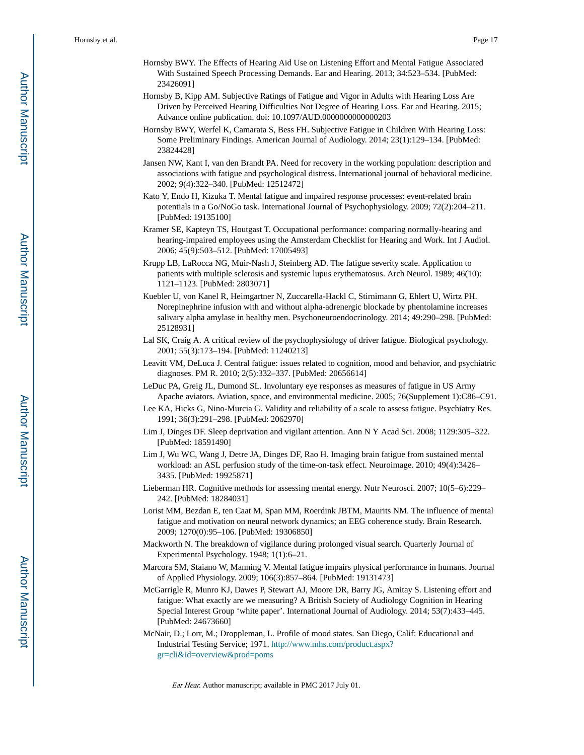Hornsby BWY. The Effects of Hearing Aid Use on Listening Effort and Mental Fatigue Associated With Sustained Speech Processing Demands. Ear and Hearing. 2013; 34:523–534. [PubMed: 23426091]

Hornsby B, Kipp AM. Subjective Ratings of Fatigue and Vigor in Adults with Hearing Loss Are Driven by Perceived Hearing Difficulties Not Degree of Hearing Loss. Ear and Hearing. 2015; Advance online publication. doi: 10.1097/AUD.0000000000000203

Hornsby BWY, Werfel K, Camarata S, Bess FH. Subjective Fatigue in Children With Hearing Loss: Some Preliminary Findings. American Journal of Audiology. 2014; 23(1):129–134. [PubMed: 23824428]

Jansen NW, Kant I, van den Brandt PA. Need for recovery in the working population: description and associations with fatigue and psychological distress. International journal of behavioral medicine. 2002; 9(4):322–340. [PubMed: 12512472]

Kato Y, Endo H, Kizuka T. Mental fatigue and impaired response processes: event-related brain potentials in a Go/NoGo task. International Journal of Psychophysiology. 2009; 72(2):204–211. [PubMed: 19135100]

Kramer SE, Kapteyn TS, Houtgast T. Occupational performance: comparing normally-hearing and hearing-impaired employees using the Amsterdam Checklist for Hearing and Work. Int J Audiol. 2006; 45(9):503–512. [PubMed: 17005493]

Krupp LB, LaRocca NG, Muir-Nash J, Steinberg AD. The fatigue severity scale. Application to patients with multiple sclerosis and systemic lupus erythematosus. Arch Neurol. 1989; 46(10): 1121–1123. [PubMed: 2803071]

Kuebler U, von Kanel R, Heimgartner N, Zuccarella-Hackl C, Stirnimann G, Ehlert U, Wirtz PH. Norepinephrine infusion with and without alpha-adrenergic blockade by phentolamine increases salivary alpha amylase in healthy men. Psychoneuroendocrinology. 2014; 49:290–298. [PubMed: 25128931]

Lal SK, Craig A. A critical review of the psychophysiology of driver fatigue. Biological psychology. 2001; 55(3):173–194. [PubMed: 11240213]

Leavitt VM, DeLuca J. Central fatigue: issues related to cognition, mood and behavior, and psychiatric diagnoses. PM R. 2010; 2(5):332–337. [PubMed: 20656614]

LeDuc PA, Greig JL, Dumond SL. Involuntary eye responses as measures of fatigue in US Army Apache aviators. Aviation, space, and environmental medicine. 2005; 76(Supplement 1):C86–C91.

Lee KA, Hicks G, Nino-Murcia G. Validity and reliability of a scale to assess fatigue. Psychiatry Res. 1991; 36(3):291–298. [PubMed: 2062970]

Lim J, Dinges DF. Sleep deprivation and vigilant attention. Ann N Y Acad Sci. 2008; 1129:305–322. [PubMed: 18591490]

Lim J, Wu WC, Wang J, Detre JA, Dinges DF, Rao H. Imaging brain fatigue from sustained mental workload: an ASL perfusion study of the time-on-task effect. Neuroimage. 2010; 49(4):3426–3435. [PubMed: 19925871]

Lieberman HR. Cognitive methods for assessing mental energy. Nutr Neurosci. 2007; 10(5–6):229–242. [PubMed: 18284031]

Lorist MM, Bezdan E, ten Caat M, Span MM, Roerdink JBTM, Maurits NM. The influence of mental fatigue and motivation on neural network dynamics; an EEG coherence study. Brain Research. 2009; 1270(0):95–106. [PubMed: 19306850]

Mackworth N. The breakdown of vigilance during prolonged visual search. Quarterly Journal of Experimental Psychology. 1948; 1(1):6–21.

Marcora SM, Staiano W, Manning V. Mental fatigue impairs physical performance in humans. Journal of Applied Physiology. 2009; 106(3):857–864. [PubMed: 19131473]

McGarrigle R, Munro KJ, Dawes P, Stewart AJ, Moore DR, Barry JG, Amitay S. Listening effort and fatigue: What exactly are we measuring? A British Society of Audiology Cognition in Hearing Special Interest Group 'white paper'. International Journal of Audiology. 2014; 53(7):433–445. [PubMed: 24673660]

McNair, D.; Lorr, M.; Droppleman, L. Profile of mood states. San Diego, Calif: Educational and Industrial Testing Service; 1971. http://www.mhs.com/product.aspx?gr=cli&id=overview&prod=poms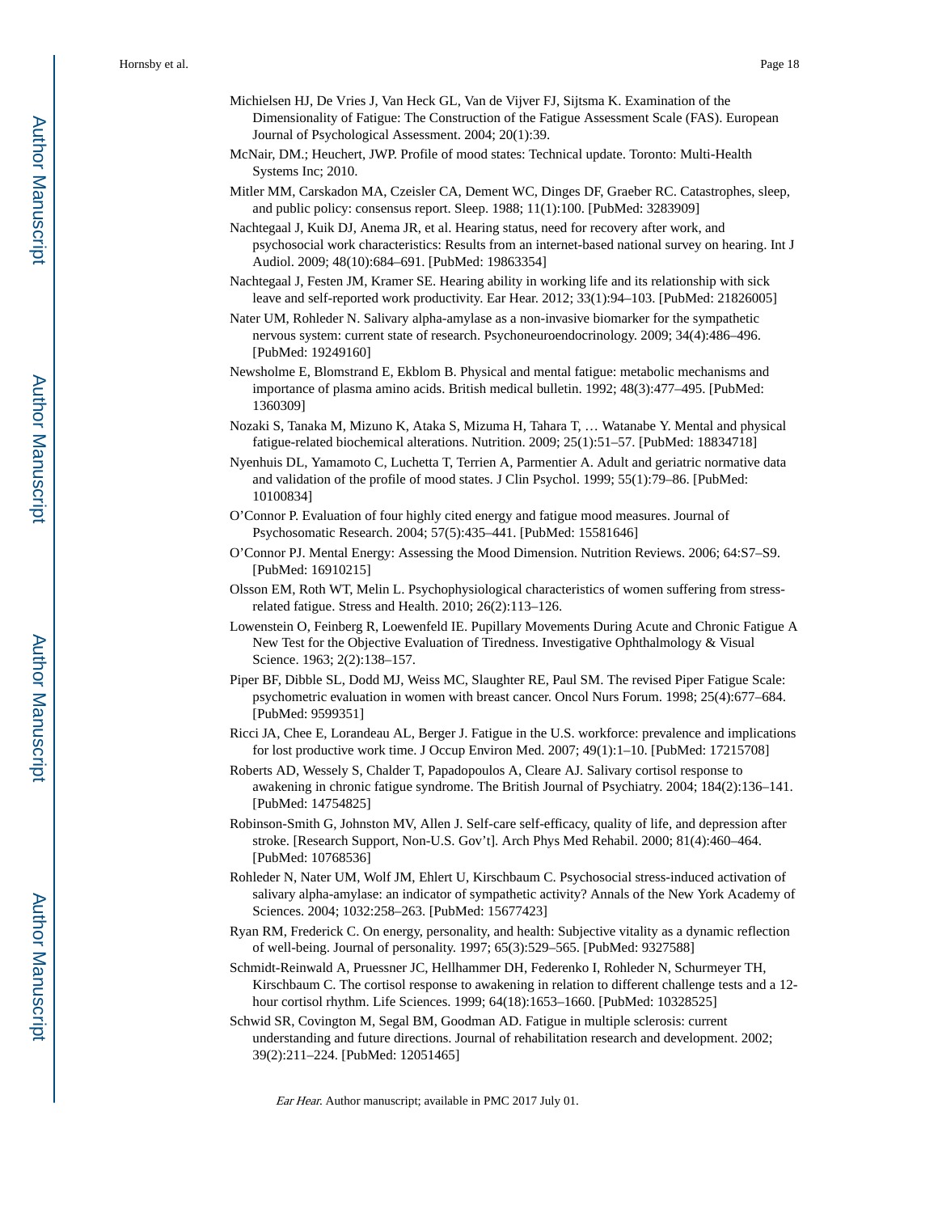Michielsen HJ, De Vries J, Van Heck GL, Van de Vijver FJ, Sijtsma K. Examination of the Dimensionality of Fatigue: The Construction of the Fatigue Assessment Scale (FAS). European Journal of Psychological Assessment. 2004; 20(1):39.

McNair, DM.; Heuchert, JWP. Profile of mood states: Technical update. Toronto: Multi-Health Systems Inc; 2010.

Mitler MM, Carskadon MA, Czeisler CA, Dement WC, Dinges DF, Graeber RC. Catastrophes, sleep, and public policy: consensus report. Sleep. 1988; 11(1):100. [PubMed: 3283909]

Nachtegaal J, Kuik DJ, Anema JR, et al. Hearing status, need for recovery after work, and psychosocial work characteristics: Results from an internet-based national survey on hearing. Int J Audiol. 2009; 48(10):684–691. [PubMed: 19863354]

Nachtegaal J, Festen JM, Kramer SE. Hearing ability in working life and its relationship with sick leave and self-reported work productivity. Ear Hear. 2012; 33(1):94–103. [PubMed: 21826005]

Nater UM, Rohleder N. Salivary alpha-amylase as a non-invasive biomarker for the sympathetic nervous system: current state of research. Psychoneuroendocrinology. 2009; 34(4):486–496. [PubMed: 19249160]

Newsholme E, Blomstrand E, Ekblom B. Physical and mental fatigue: metabolic mechanisms and importance of plasma amino acids. British medical bulletin. 1992; 48(3):477–495. [PubMed: 1360309]

Nozaki S, Tanaka M, Mizuno K, Ataka S, Mizuma H, Tahara T, … Watanabe Y. Mental and physical fatigue-related biochemical alterations. Nutrition. 2009; 25(1):51–57. [PubMed: 18834718]

Nyenhuis DL, Yamamoto C, Luchetta T, Terrien A, Parmentier A. Adult and geriatric normative data and validation of the profile of mood states. J Clin Psychol. 1999; 55(1):79–86. [PubMed: 10100834]

O'Connor P. Evaluation of four highly cited energy and fatigue mood measures. Journal of Psychosomatic Research. 2004; 57(5):435–441. [PubMed: 15581646]

O'Connor PJ. Mental Energy: Assessing the Mood Dimension. Nutrition Reviews. 2006; 64:S7–S9. [PubMed: 16910215]

Olsson EM, Roth WT, Melin L. Psychophysiological characteristics of women suffering from stress-related fatigue. Stress and Health. 2010; 26(2):113–126.

Lowenstein O, Feinberg R, Loewenfeld IE. Pupillary Movements During Acute and Chronic Fatigue A New Test for the Objective Evaluation of Tiredness. Investigative Ophthalmology & Visual Science. 1963; 2(2):138–157.

Piper BF, Dibble SL, Dodd MJ, Weiss MC, Slaughter RE, Paul SM. The revised Piper Fatigue Scale: psychometric evaluation in women with breast cancer. Oncol Nurs Forum. 1998; 25(4):677–684. [PubMed: 9599351]

Ricci JA, Chee E, Lorandeau AL, Berger J. Fatigue in the U.S. workforce: prevalence and implications for lost productive work time. J Occup Environ Med. 2007; 49(1):1–10. [PubMed: 17215708]

Roberts AD, Wessely S, Chalder T, Papadopoulos A, Cleare AJ. Salivary cortisol response to awakening in chronic fatigue syndrome. The British Journal of Psychiatry. 2004; 184(2):136–141. [PubMed: 14754825]

Robinson-Smith G, Johnston MV, Allen J. Self-care self-efficacy, quality of life, and depression after stroke. [Research Support, Non-U.S. Gov't]. Arch Phys Med Rehabil. 2000; 81(4):460–464. [PubMed: 10768536]

Rohleder N, Nater UM, Wolf JM, Ehlert U, Kirschbaum C. Psychosocial stress-induced activation of salivary alpha-amylase: an indicator of sympathetic activity? Annals of the New York Academy of Sciences. 2004; 1032:258–263. [PubMed: 15677423]

Ryan RM, Frederick C. On energy, personality, and health: Subjective vitality as a dynamic reflection of well-being. Journal of personality. 1997; 65(3):529–565. [PubMed: 9327588]

Schmidt-Reinwald A, Pruessner JC, Hellhammer DH, Federenko I, Rohleder N, Schurmeyer TH, Kirschbaum C. The cortisol response to awakening in relation to different challenge tests and a 12-hour cortisol rhythm. Life Sciences. 1999; 64(18):1653–1660. [PubMed: 10328525]

Schwid SR, Covington M, Segal BM, Goodman AD. Fatigue in multiple sclerosis: current understanding and future directions. Journal of rehabilitation research and development. 2002; 39(2):211–224. [PubMed: 12051465]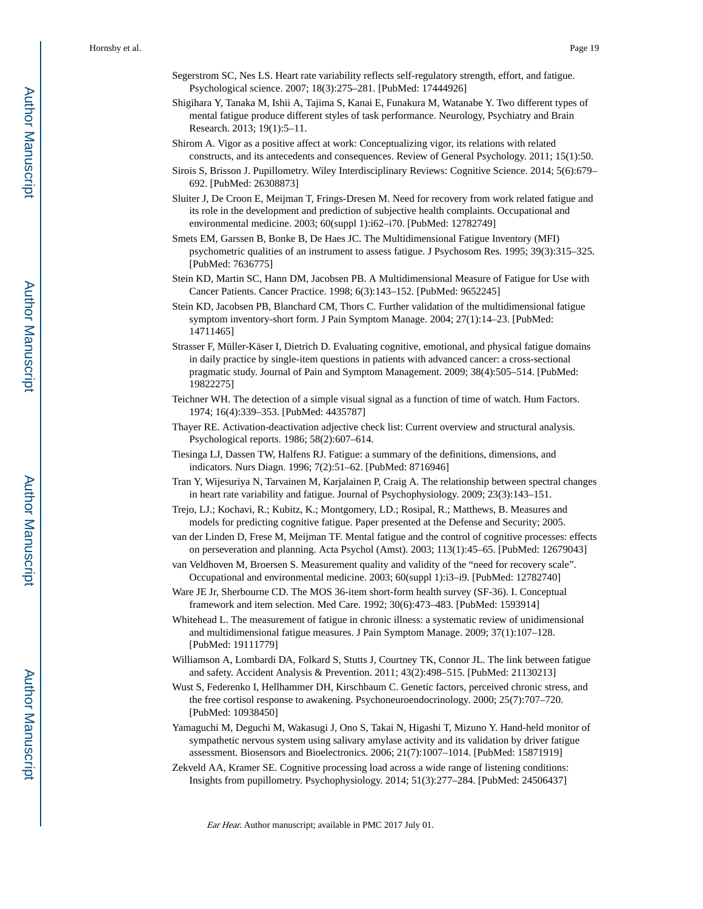Segerstrom SC, Nes LS. Heart rate variability reflects self-regulatory strength, effort, and fatigue. Psychological science. 2007; 18(3):275–281. [PubMed: 17444926]

Shigihara Y, Tanaka M, Ishii A, Tajima S, Kanai E, Funakura M, Watanabe Y. Two different types of mental fatigue produce different styles of task performance. Neurology, Psychiatry and Brain Research. 2013; 19(1):5–11.

Shirom A. Vigor as a positive affect at work: Conceptualizing vigor, its relations with related constructs, and its antecedents and consequences. Review of General Psychology. 2011; 15(1):50.

Sirois S, Brisson J. Pupillometry. Wiley Interdisciplinary Reviews: Cognitive Science. 2014; 5(6):679–692. [PubMed: 26308873]

Sluiter J, De Croon E, Meijman T, Frings-Dresen M. Need for recovery from work related fatigue and its role in the development and prediction of subjective health complaints. Occupational and environmental medicine. 2003; 60(suppl 1):i62–i70. [PubMed: 12782749]

Smets EM, Garssen B, Bonke B, De Haes JC. The Multidimensional Fatigue Inventory (MFI) psychometric qualities of an instrument to assess fatigue. J Psychosom Res. 1995; 39(3):315–325. [PubMed: 7636775]

Stein KD, Martin SC, Hann DM, Jacobsen PB. A Multidimensional Measure of Fatigue for Use with Cancer Patients. Cancer Practice. 1998; 6(3):143–152. [PubMed: 9652245]

Stein KD, Jacobsen PB, Blanchard CM, Thors C. Further validation of the multidimensional fatigue symptom inventory-short form. J Pain Symptom Manage. 2004; 27(1):14–23. [PubMed: 14711465]

Strasser F, Müller-Käser I, Dietrich D. Evaluating cognitive, emotional, and physical fatigue domains in daily practice by single-item questions in patients with advanced cancer: a cross-sectional pragmatic study. Journal of Pain and Symptom Management. 2009; 38(4):505–514. [PubMed: 19822275]

Teichner WH. The detection of a simple visual signal as a function of time of watch. Hum Factors. 1974; 16(4):339–353. [PubMed: 4435787]

Thayer RE. Activation-deactivation adjective check list: Current overview and structural analysis. Psychological reports. 1986; 58(2):607–614.

Tiesinga LJ, Dassen TW, Halfens RJ. Fatigue: a summary of the definitions, dimensions, and indicators. Nurs Diagn. 1996; 7(2):51–62. [PubMed: 8716946]

Tran Y, Wijesuriya N, Tarvainen M, Karjalainen P, Craig A. The relationship between spectral changes in heart rate variability and fatigue. Journal of Psychophysiology. 2009; 23(3):143–151.

Trejo, LJ.; Kochavi, R.; Kubitz, K.; Montgomery, LD.; Rosipal, R.; Matthews, B. Measures and models for predicting cognitive fatigue. Paper presented at the Defense and Security; 2005.

van der Linden D, Frese M, Meijman TF. Mental fatigue and the control of cognitive processes: effects on perseveration and planning. Acta Psychol (Amst). 2003; 113(1):45–65. [PubMed: 12679043]

van Veldhoven M, Broersen S. Measurement quality and validity of the "need for recovery scale". Occupational and environmental medicine. 2003; 60(suppl 1):i3–i9. [PubMed: 12782740]

Ware JE Jr, Sherbourne CD. The MOS 36-item short-form health survey (SF-36). I. Conceptual framework and item selection. Med Care. 1992; 30(6):473–483. [PubMed: 1593914]

Whitehead L. The measurement of fatigue in chronic illness: a systematic review of unidimensional and multidimensional fatigue measures. J Pain Symptom Manage. 2009; 37(1):107–128. [PubMed: 19111779]

Williamson A, Lombardi DA, Folkard S, Stutts J, Courtney TK, Connor JL. The link between fatigue and safety. Accident Analysis & Prevention. 2011; 43(2):498–515. [PubMed: 21130213]

Wust S, Federenko I, Hellhammer DH, Kirschbaum C. Genetic factors, perceived chronic stress, and the free cortisol response to awakening. Psychoneuroendocrinology. 2000; 25(7):707–720. [PubMed: 10938450]

Yamaguchi M, Deguchi M, Wakasugi J, Ono S, Takai N, Higashi T, Mizuno Y. Hand-held monitor of sympathetic nervous system using salivary amylase activity and its validation by driver fatigue assessment. Biosensors and Bioelectronics. 2006; 21(7):1007–1014. [PubMed: 15871919]

Zekveld AA, Kramer SE. Cognitive processing load across a wide range of listening conditions: Insights from pupillometry. Psychophysiology. 2014; 51(3):277–284. [PubMed: 24506437]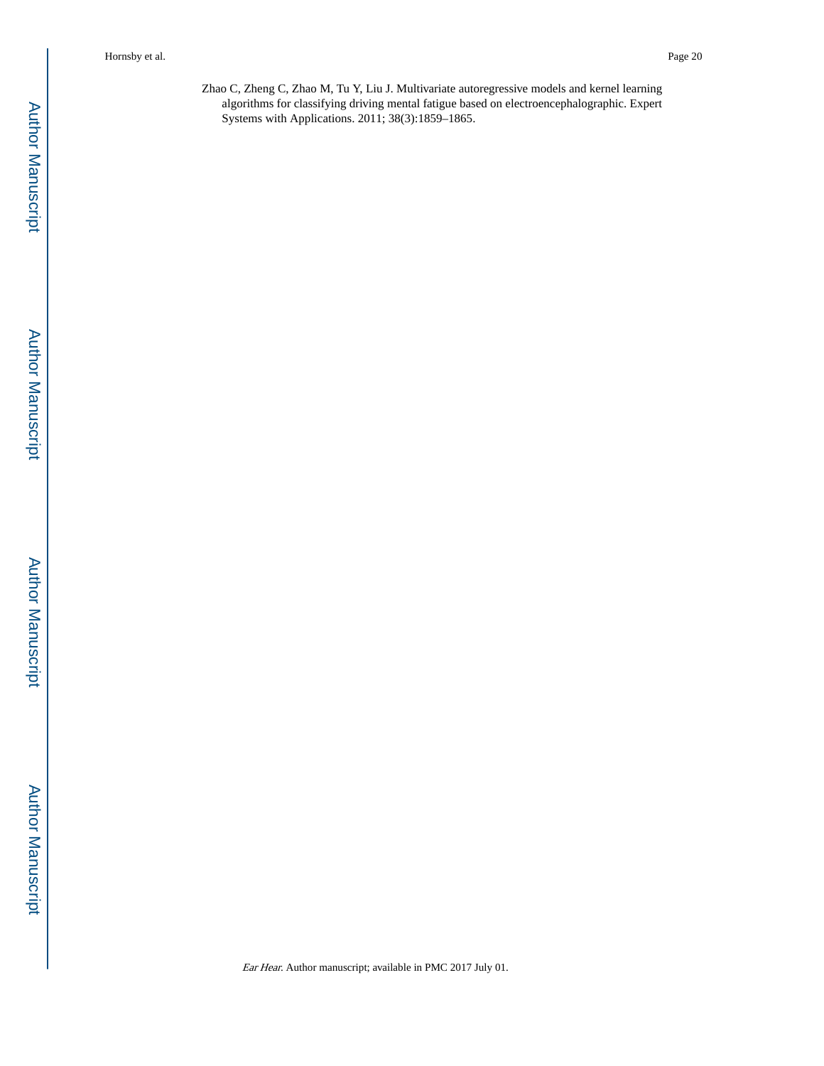Zhao C, Zheng C, Zhao M, Tu Y, Liu J. Multivariate autoregressive models and kernel learning algorithms for classifying driving mental fatigue based on electroencephalographic. Expert Systems with Applications. 2011; 38(3):1859–1865.